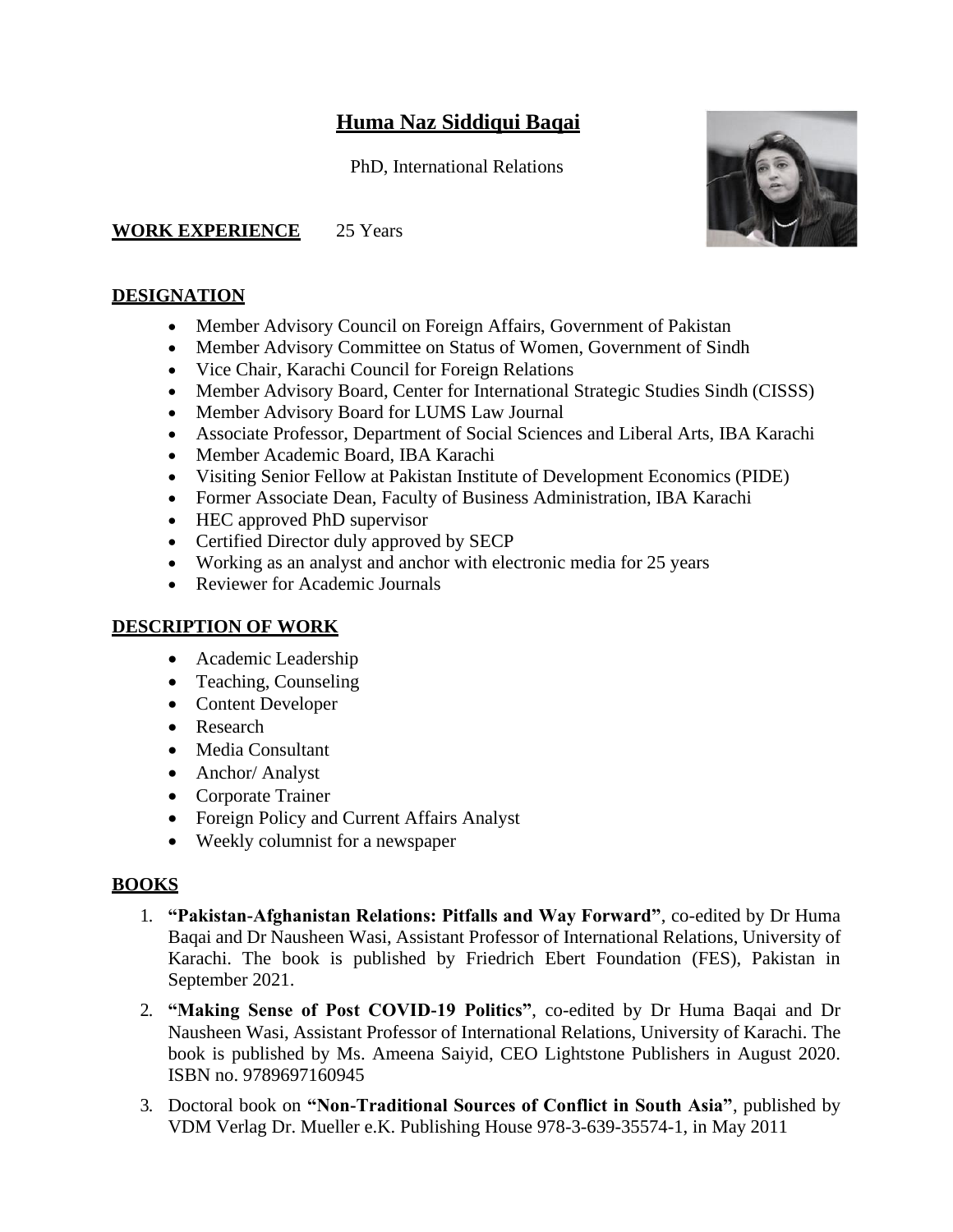# Huma Naz Siddiqui Baqai

PhD, International Relations

**WORK EXPERIENCE** 25 Years

## DESIGNATION

- Member Advisory Council on Foreign Affairs, Government of Pakistan
- Member Advisory Committee on Status of Women, Government of Sindh
- Vice Chair, Karachi Council for Foreign Relations
- Member Advisory Board, Center for International Strategic Studies Sindh (CISSS)
- Member Advisory Board for LUMS Law Journal
- Associate Professor, Department of Social Sciences and Liberal Arts, IBA Karachi
- Member Academic Board, IBA Karachi
- Visiting Senior Fellow at Pakistan Institute of Development Economics (PIDE)
- Former Associate Dean, Faculty of Business Administration, IBA Karachi
- HEC approved PhD supervisor
- Certified Director duly approved by SECP
- Working as an analyst and anchor with electronic media for 25 years
- Reviewer for Academic Journals

## DESCRIPTION OF WORK

- Academic Leadership
- Teaching, Counseling
- Content Developer
- Research
- Media Consultant
- Anchor/ Analyst
- Corporate Trainer
- Foreign Policy and Current Affairs Analyst
- Weekly columnist for a newspaper

## BOOKS

1. **"Pakistan-Afghanistan Relations: Pitfalls and Way Forward"**, co-edited by Dr Huma Baqai and Dr Nausheen Wasi, Assistant Professor of International Relations, University of Karachi. The book is published by Friedrich Ebert Foundation (FES), Pakistan in September 2021.
2. **"Making Sense of Post COVID-19 Politics"**, co-edited by Dr Huma Baqai and Dr Nausheen Wasi, Assistant Professor of International Relations, University of Karachi. The book is published by Ms. Ameena Saiyid, CEO Lightstone Publishers in August 2020. ISBN no. 9789697160945
3. Doctoral book on **"Non-Traditional Sources of Conflict in South Asia"**, published by VDM Verlag Dr. Mueller e.K. Publishing House 978-3-639-35574-1, in May 2011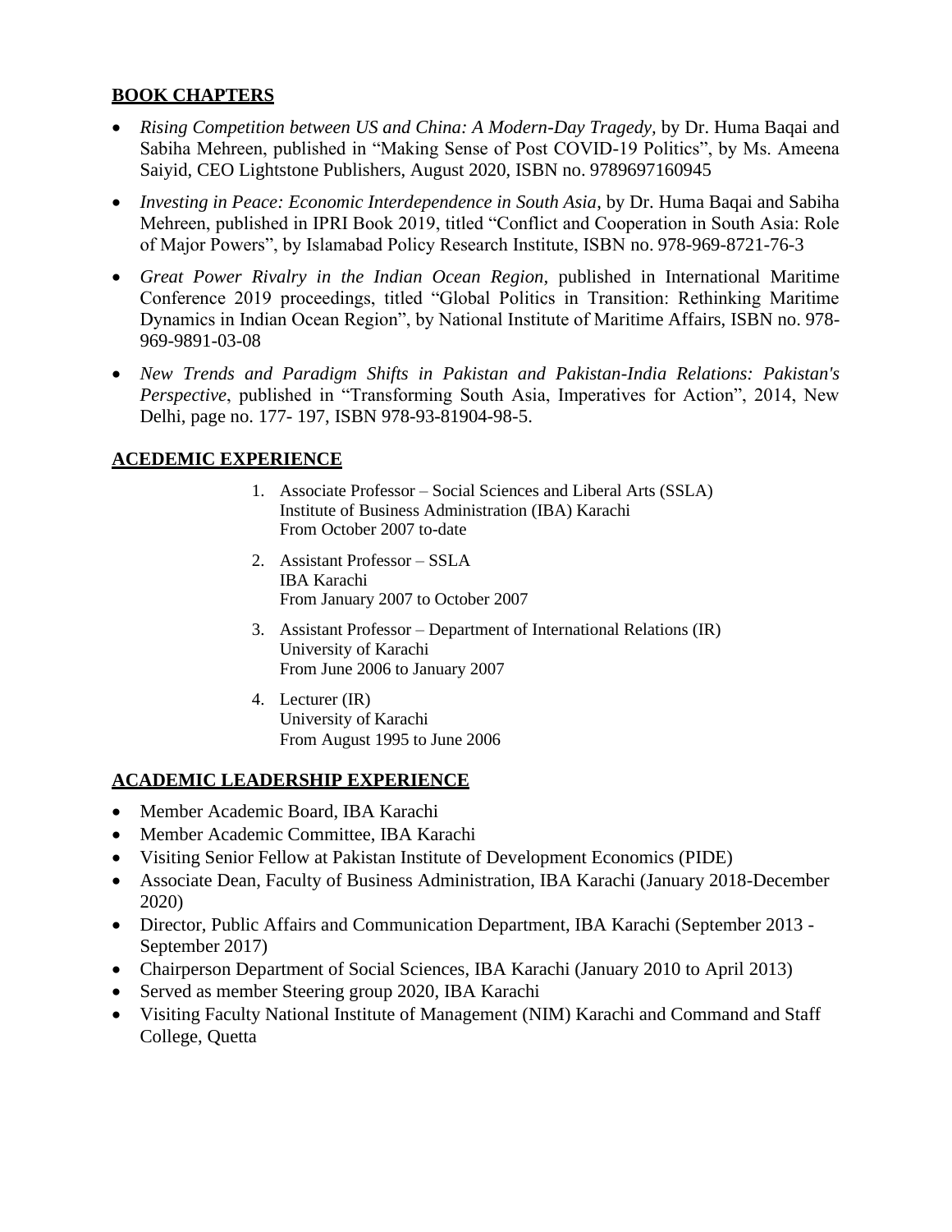## BOOK CHAPTERS

- *Rising Competition between US and China: A Modern-Day Tragedy,* by Dr. Huma Baqai and Sabiha Mehreen, published in "Making Sense of Post COVID-19 Politics", by Ms. Ameena Saiyid, CEO Lightstone Publishers, August 2020, ISBN no. 9789697160945
- *Investing in Peace: Economic Interdependence in South Asia*, by Dr. Huma Baqai and Sabiha Mehreen, published in IPRI Book 2019, titled "Conflict and Cooperation in South Asia: Role of Major Powers", by Islamabad Policy Research Institute, ISBN no. 978-969-8721-76-3
- *Great Power Rivalry in the Indian Ocean Region*, published in International Maritime Conference 2019 proceedings, titled "Global Politics in Transition: Rethinking Maritime Dynamics in Indian Ocean Region", by National Institute of Maritime Affairs, ISBN no. 978-969-9891-03-08
- *New Trends and Paradigm Shifts in Pakistan and Pakistan-India Relations: Pakistan's Perspective*, published in "Transforming South Asia, Imperatives for Action", 2014, New Delhi, page no. 177- 197, ISBN 978-93-81904-98-5.

## ACEDEMIC EXPERIENCE

1. Associate Professor – Social Sciences and Liberal Arts (SSLA)
   Institute of Business Administration (IBA) Karachi
   From October 2007 to-date
2. Assistant Professor – SSLA
   IBA Karachi
   From January 2007 to October 2007
3. Assistant Professor – Department of International Relations (IR)
   University of Karachi
   From June 2006 to January 2007
4. Lecturer (IR)
   University of Karachi
   From August 1995 to June 2006

## ACADEMIC LEADERSHIP EXPERIENCE

- Member Academic Board, IBA Karachi
- Member Academic Committee, IBA Karachi
- Visiting Senior Fellow at Pakistan Institute of Development Economics (PIDE)
- Associate Dean, Faculty of Business Administration, IBA Karachi (January 2018-December 2020)
- Director, Public Affairs and Communication Department, IBA Karachi (September 2013 - September 2017)
- Chairperson Department of Social Sciences, IBA Karachi (January 2010 to April 2013)
- Served as member Steering group 2020, IBA Karachi
- Visiting Faculty National Institute of Management (NIM) Karachi and Command and Staff College, Quetta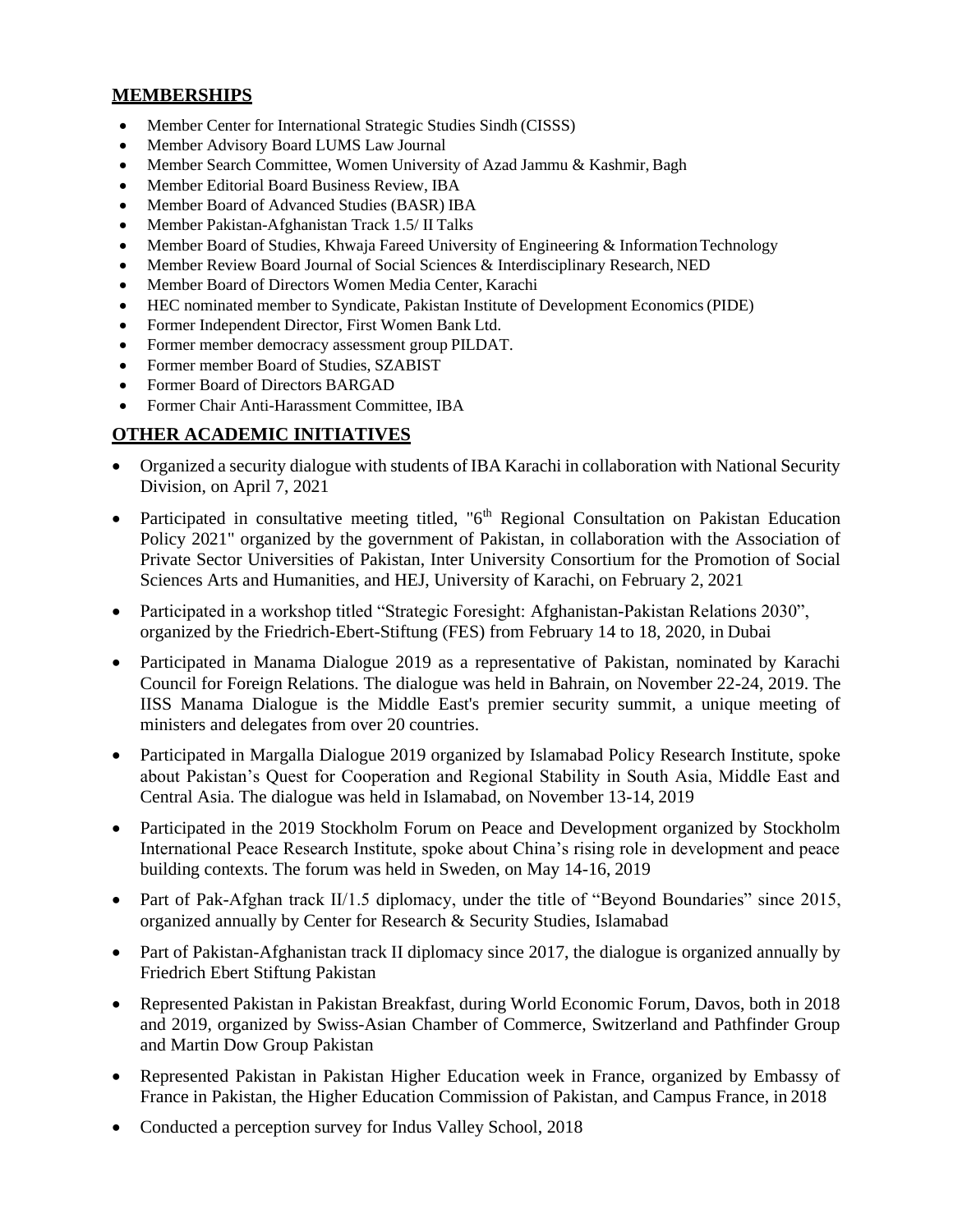## MEMBERSHIPS

- Member Center for International Strategic Studies Sindh (CISSS)
- Member Advisory Board LUMS Law Journal
- Member Search Committee, Women University of Azad Jammu & Kashmir, Bagh
- Member Editorial Board Business Review, IBA
- Member Board of Advanced Studies (BASR) IBA
- Member Pakistan-Afghanistan Track 1.5/ II Talks
- Member Board of Studies, Khwaja Fareed University of Engineering & Information Technology
- Member Review Board Journal of Social Sciences & Interdisciplinary Research, NED
- Member Board of Directors Women Media Center, Karachi
- HEC nominated member to Syndicate, Pakistan Institute of Development Economics (PIDE)
- Former Independent Director, First Women Bank Ltd.
- Former member democracy assessment group PILDAT.
- Former member Board of Studies, SZABIST
- Former Board of Directors BARGAD
- Former Chair Anti-Harassment Committee, IBA

## OTHER ACADEMIC INITIATIVES

- Organized a security dialogue with students of IBA Karachi in collaboration with National Security Division, on April 7, 2021
- Participated in consultative meeting titled, "6th Regional Consultation on Pakistan Education Policy 2021" organized by the government of Pakistan, in collaboration with the Association of Private Sector Universities of Pakistan, Inter University Consortium for the Promotion of Social Sciences Arts and Humanities, and HEJ, University of Karachi, on February 2, 2021
- Participated in a workshop titled "Strategic Foresight: Afghanistan-Pakistan Relations 2030", organized by the Friedrich-Ebert-Stiftung (FES) from February 14 to 18, 2020, in Dubai
- Participated in Manama Dialogue 2019 as a representative of Pakistan, nominated by Karachi Council for Foreign Relations. The dialogue was held in Bahrain, on November 22-24, 2019. The IISS Manama Dialogue is the Middle East's premier security summit, a unique meeting of ministers and delegates from over 20 countries.
- Participated in Margalla Dialogue 2019 organized by Islamabad Policy Research Institute, spoke about Pakistan's Quest for Cooperation and Regional Stability in South Asia, Middle East and Central Asia. The dialogue was held in Islamabad, on November 13-14, 2019
- Participated in the 2019 Stockholm Forum on Peace and Development organized by Stockholm International Peace Research Institute, spoke about China's rising role in development and peace building contexts. The forum was held in Sweden, on May 14-16, 2019
- Part of Pak-Afghan track II/1.5 diplomacy, under the title of "Beyond Boundaries" since 2015, organized annually by Center for Research & Security Studies, Islamabad
- Part of Pakistan-Afghanistan track II diplomacy since 2017, the dialogue is organized annually by Friedrich Ebert Stiftung Pakistan
- Represented Pakistan in Pakistan Breakfast, during World Economic Forum, Davos, both in 2018 and 2019, organized by Swiss-Asian Chamber of Commerce, Switzerland and Pathfinder Group and Martin Dow Group Pakistan
- Represented Pakistan in Pakistan Higher Education week in France, organized by Embassy of France in Pakistan, the Higher Education Commission of Pakistan, and Campus France, in 2018
- Conducted a perception survey for Indus Valley School, 2018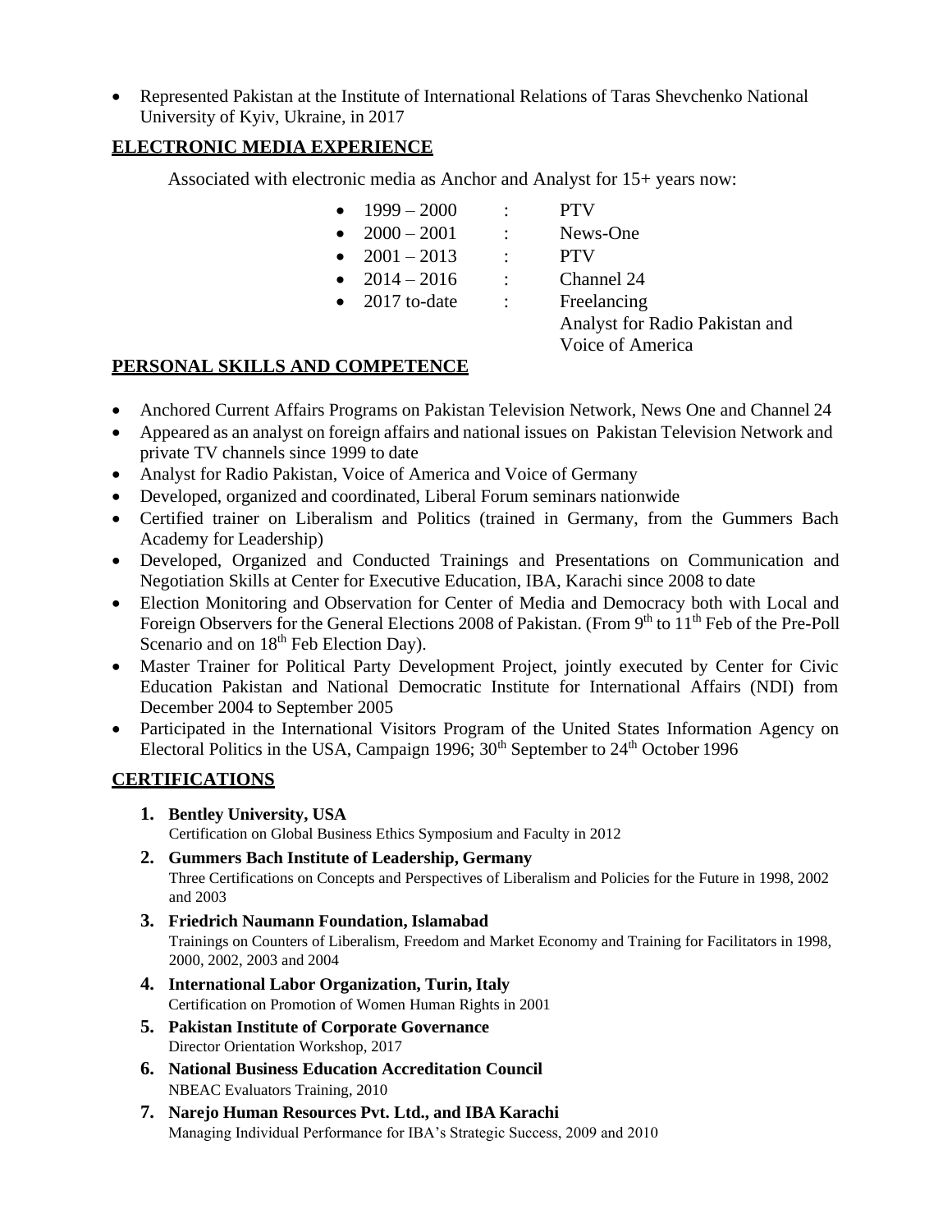- Represented Pakistan at the Institute of International Relations of Taras Shevchenko National University of Kyiv, Ukraine, in 2017

## ELECTRONIC MEDIA EXPERIENCE

Associated with electronic media as Anchor and Analyst for 15+ years now:

- 1999 – 2000 : PTV
- 2000 – 2001 : News-One
- 2001 – 2013 : PTV
- 2014 – 2016 : Channel 24
- 2017 to-date : Freelancing
  Analyst for Radio Pakistan and Voice of America

## PERSONAL SKILLS AND COMPETENCE

- Anchored Current Affairs Programs on Pakistan Television Network, News One and Channel 24
- Appeared as an analyst on foreign affairs and national issues on Pakistan Television Network and private TV channels since 1999 to date
- Analyst for Radio Pakistan, Voice of America and Voice of Germany
- Developed, organized and coordinated, Liberal Forum seminars nationwide
- Certified trainer on Liberalism and Politics (trained in Germany, from the Gummers Bach Academy for Leadership)
- Developed, Organized and Conducted Trainings and Presentations on Communication and Negotiation Skills at Center for Executive Education, IBA, Karachi since 2008 to date
- Election Monitoring and Observation for Center of Media and Democracy both with Local and Foreign Observers for the General Elections 2008 of Pakistan. (From 9th to 11th Feb of the Pre-Poll Scenario and on 18th Feb Election Day).
- Master Trainer for Political Party Development Project, jointly executed by Center for Civic Education Pakistan and National Democratic Institute for International Affairs (NDI) from December 2004 to September 2005
- Participated in the International Visitors Program of the United States Information Agency on Electoral Politics in the USA, Campaign 1996; 30th September to 24th October 1996

## CERTIFICATIONS

1. **Bentley University, USA**
   Certification on Global Business Ethics Symposium and Faculty in 2012
2. **Gummers Bach Institute of Leadership, Germany**
   Three Certifications on Concepts and Perspectives of Liberalism and Policies for the Future in 1998, 2002 and 2003
3. **Friedrich Naumann Foundation, Islamabad**
   Trainings on Counters of Liberalism, Freedom and Market Economy and Training for Facilitators in 1998, 2000, 2002, 2003 and 2004
4. **International Labor Organization, Turin, Italy**
   Certification on Promotion of Women Human Rights in 2001
5. **Pakistan Institute of Corporate Governance**
   Director Orientation Workshop, 2017
6. **National Business Education Accreditation Council**
   NBEAC Evaluators Training, 2010
7. **Narejo Human Resources Pvt. Ltd., and IBA Karachi**
   Managing Individual Performance for IBA's Strategic Success, 2009 and 2010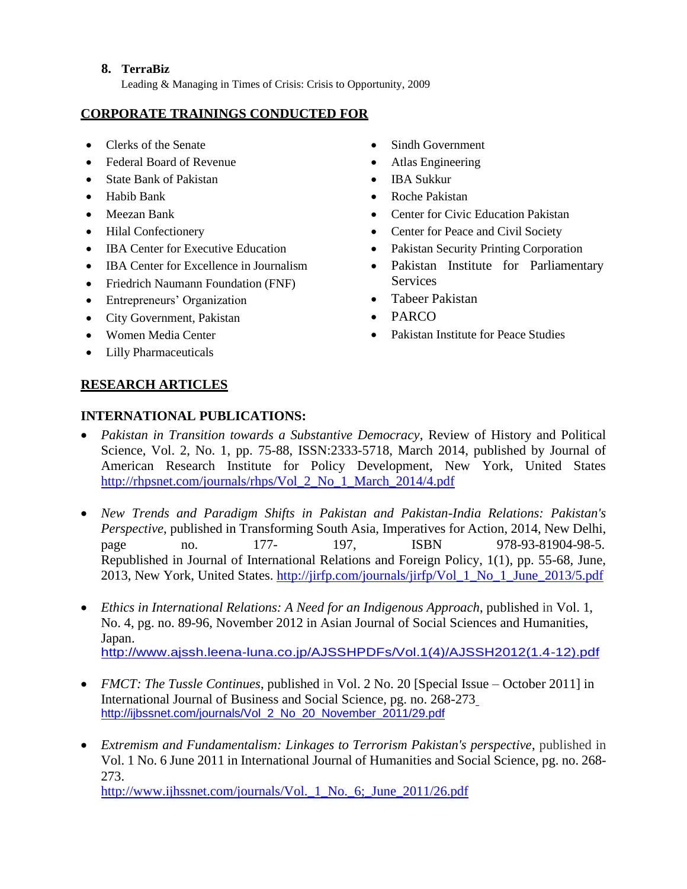8. **TerraBiz**
   Leading & Managing in Times of Crisis: Crisis to Opportunity, 2009

## CORPORATE TRAININGS CONDUCTED FOR

- Clerks of the Senate
- Federal Board of Revenue
- State Bank of Pakistan
- Habib Bank
- Meezan Bank
- Hilal Confectionery
- IBA Center for Executive Education
- IBA Center for Excellence in Journalism
- Friedrich Naumann Foundation (FNF)
- Entrepreneurs' Organization
- City Government, Pakistan
- Women Media Center
- Lilly Pharmaceuticals
- Sindh Government
- Atlas Engineering
- IBA Sukkur
- Roche Pakistan
- Center for Civic Education Pakistan
- Center for Peace and Civil Society
- Pakistan Security Printing Corporation
- Pakistan Institute for Parliamentary Services
- Tabeer Pakistan
- PARCO
- Pakistan Institute for Peace Studies

## RESEARCH ARTICLES

### INTERNATIONAL PUBLICATIONS:

- *Pakistan in Transition towards a Substantive Democracy*, Review of History and Political Science, Vol. 2, No. 1, pp. 75-88, ISSN:2333-5718, March 2014, published by Journal of American Research Institute for Policy Development, New York, United States http://rhpsnet.com/journals/rhps/Vol_2_No_1_March_2014/4.pdf

- *New Trends and Paradigm Shifts in Pakistan and Pakistan-India Relations: Pakistan's Perspective*, published in Transforming South Asia, Imperatives for Action, 2014, New Delhi, page no. 177- 197, ISBN 978-93-81904-98-5. Republished in Journal of International Relations and Foreign Policy, 1(1), pp. 55-68, June, 2013, New York, United States. http://jirfp.com/journals/jirfp/Vol_1_No_1_June_2013/5.pdf

- *Ethics in International Relations: A Need for an Indigenous Approach*, published in Vol. 1, No. 4, pg. no. 89-96, November 2012 in Asian Journal of Social Sciences and Humanities, Japan. http://www.ajssh.leena-luna.co.jp/AJSSHPDFs/Vol.1(4)/AJSSH2012(1.4-12).pdf

- *FMCT: The Tussle Continues*, published in Vol. 2 No. 20 [Special Issue – October 2011] in International Journal of Business and Social Science, pg. no. 268-273 http://ijbssnet.com/journals/Vol_2_No_20_November_2011/29.pdf

- *Extremism and Fundamentalism: Linkages to Terrorism Pakistan's perspective*, published in Vol. 1 No. 6 June 2011 in International Journal of Humanities and Social Science, pg. no. 268-273. http://www.ijhssnet.com/journals/Vol._1_No._6;_June_2011/26.pdf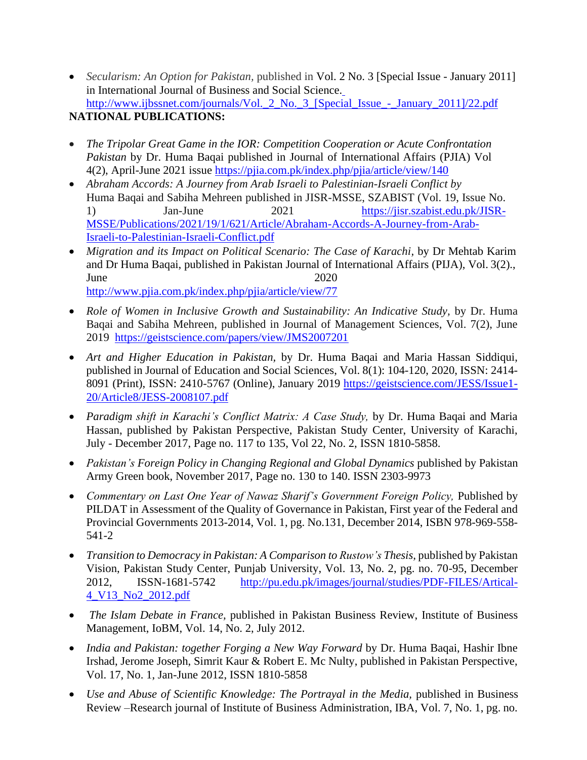- *Secularism: An Option for Pakistan,* published in Vol. 2 No. 3 [Special Issue - January 2011] in International Journal of Business and Social Science. http://www.ijbssnet.com/journals/Vol._2_No._3_[Special_Issue_-_January_2011]/22.pdf

**NATIONAL PUBLICATIONS:**

- *The Tripolar Great Game in the IOR: Competition Cooperation or Acute Confrontation Pakistan* by Dr. Huma Baqai published in Journal of International Affairs (PJIA) Vol 4(2), April-June 2021 issue https://pjia.com.pk/index.php/pjia/article/view/140
- *Abraham Accords: A Journey from Arab Israeli to Palestinian-Israeli Conflict by* Huma Baqai and Sabiha Mehreen published in JISR-MSSE, SZABIST (Vol. 19, Issue No. 1) Jan-June 2021 https://jisr.szabist.edu.pk/JISR-MSSE/Publications/2021/19/1/621/Article/Abraham-Accords-A-Journey-from-Arab-Israeli-to-Palestinian-Israeli-Conflict.pdf
- *Migration and its Impact on Political Scenario: The Case of Karachi*, by Dr Mehtab Karim and Dr Huma Baqai, published in Pakistan Journal of International Affairs (PIJA), Vol. 3(2)., June 2020 http://www.pjia.com.pk/index.php/pjia/article/view/77
- *Role of Women in Inclusive Growth and Sustainability: An Indicative Study,* by Dr. Huma Baqai and Sabiha Mehreen, published in Journal of Management Sciences, Vol. 7(2), June 2019 https://geistscience.com/papers/view/JMS2007201
- *Art and Higher Education in Pakistan,* by Dr. Huma Baqai and Maria Hassan Siddiqui, published in Journal of Education and Social Sciences, Vol. 8(1): 104-120, 2020, ISSN: 2414-8091 (Print), ISSN: 2410-5767 (Online), January 2019 https://geistscience.com/JESS/Issue1-20/Article8/JESS-2008107.pdf
- *Paradigm shift in Karachi's Conflict Matrix: A Case Study,* by Dr. Huma Baqai and Maria Hassan, published by Pakistan Perspective, Pakistan Study Center, University of Karachi, July - December 2017, Page no. 117 to 135, Vol 22, No. 2, ISSN 1810-5858.
- *Pakistan's Foreign Policy in Changing Regional and Global Dynamics* published by Pakistan Army Green book, November 2017, Page no. 130 to 140. ISSN 2303-9973
- *Commentary on Last One Year of Nawaz Sharif's Government Foreign Policy,* Published by PILDAT in Assessment of the Quality of Governance in Pakistan, First year of the Federal and Provincial Governments 2013-2014, Vol. 1, pg. No.131, December 2014, ISBN 978-969-558-541-2
- *Transition to Democracy in Pakistan: A Comparison to Rustow's Thesis,* published by Pakistan Vision, Pakistan Study Center, Punjab University, Vol. 13, No. 2, pg. no. 70-95, December 2012, ISSN-1681-5742 http://pu.edu.pk/images/journal/studies/PDF-FILES/Artical-4_V13_No2_2012.pdf
- *The Islam Debate in France,* published in Pakistan Business Review, Institute of Business Management, IoBM, Vol. 14, No. 2, July 2012.
- *India and Pakistan: together Forging a New Way Forward* by Dr. Huma Baqai, Hashir Ibne Irshad, Jerome Joseph, Simrit Kaur & Robert E. Mc Nulty, published in Pakistan Perspective, Vol. 17, No. 1, Jan-June 2012, ISSN 1810-5858
- *Use and Abuse of Scientific Knowledge: The Portrayal in the Media,* published in Business Review –Research journal of Institute of Business Administration, IBA, Vol. 7, No. 1, pg. no.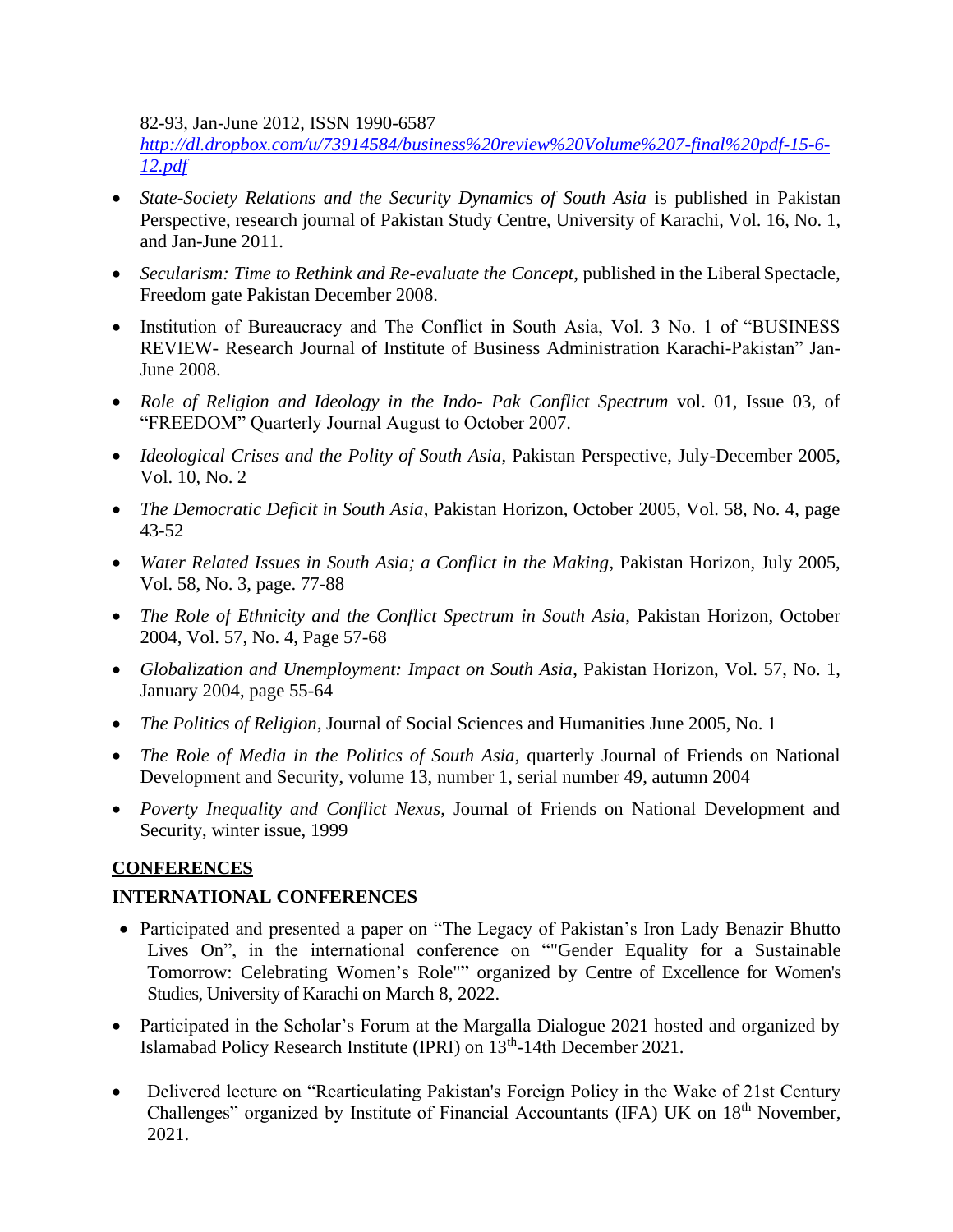82-93, Jan-June 2012, ISSN 1990-6587
[http://dl.dropbox.com/u/73914584/business%20review%20Volume%207-final%20pdf-15-6-12.pdf](http://dl.dropbox.com/u/73914584/business%20review%20Volume%207-final%20pdf-15-6-12.pdf)

- *State-Society Relations and the Security Dynamics of South Asia* is published in Pakistan Perspective, research journal of Pakistan Study Centre, University of Karachi, Vol. 16, No. 1, and Jan-June 2011.
- *Secularism: Time to Rethink and Re-evaluate the Concept*, published in the Liberal Spectacle, Freedom gate Pakistan December 2008.
- Institution of Bureaucracy and The Conflict in South Asia, Vol. 3 No. 1 of "BUSINESS REVIEW- Research Journal of Institute of Business Administration Karachi-Pakistan" Jan-June 2008.
- *Role of Religion and Ideology in the Indo- Pak Conflict Spectrum* vol. 01, Issue 03, of "FREEDOM" Quarterly Journal August to October 2007.
- *Ideological Crises and the Polity of South Asia*, Pakistan Perspective, July-December 2005, Vol. 10, No. 2
- *The Democratic Deficit in South Asia*, Pakistan Horizon, October 2005, Vol. 58, No. 4, page 43-52
- *Water Related Issues in South Asia; a Conflict in the Making*, Pakistan Horizon, July 2005, Vol. 58, No. 3, page. 77-88
- *The Role of Ethnicity and the Conflict Spectrum in South Asia*, Pakistan Horizon, October 2004, Vol. 57, No. 4, Page 57-68
- *Globalization and Unemployment: Impact on South Asia*, Pakistan Horizon, Vol. 57, No. 1, January 2004, page 55-64
- *The Politics of Religion*, Journal of Social Sciences and Humanities June 2005, No. 1
- *The Role of Media in the Politics of South Asia*, quarterly Journal of Friends on National Development and Security, volume 13, number 1, serial number 49, autumn 2004
- *Poverty Inequality and Conflict Nexus*, Journal of Friends on National Development and Security, winter issue, 1999

## CONFERENCES

### INTERNATIONAL CONFERENCES

- Participated and presented a paper on "The Legacy of Pakistan's Iron Lady Benazir Bhutto Lives On", in the international conference on ""Gender Equality for a Sustainable Tomorrow: Celebrating Women's Role"" organized by Centre of Excellence for Women's Studies, University of Karachi on March 8, 2022.
- Participated in the Scholar's Forum at the Margalla Dialogue 2021 hosted and organized by Islamabad Policy Research Institute (IPRI) on 13th-14th December 2021.
- Delivered lecture on "Rearticulating Pakistan's Foreign Policy in the Wake of 21st Century Challenges" organized by Institute of Financial Accountants (IFA) UK on 18th November, 2021.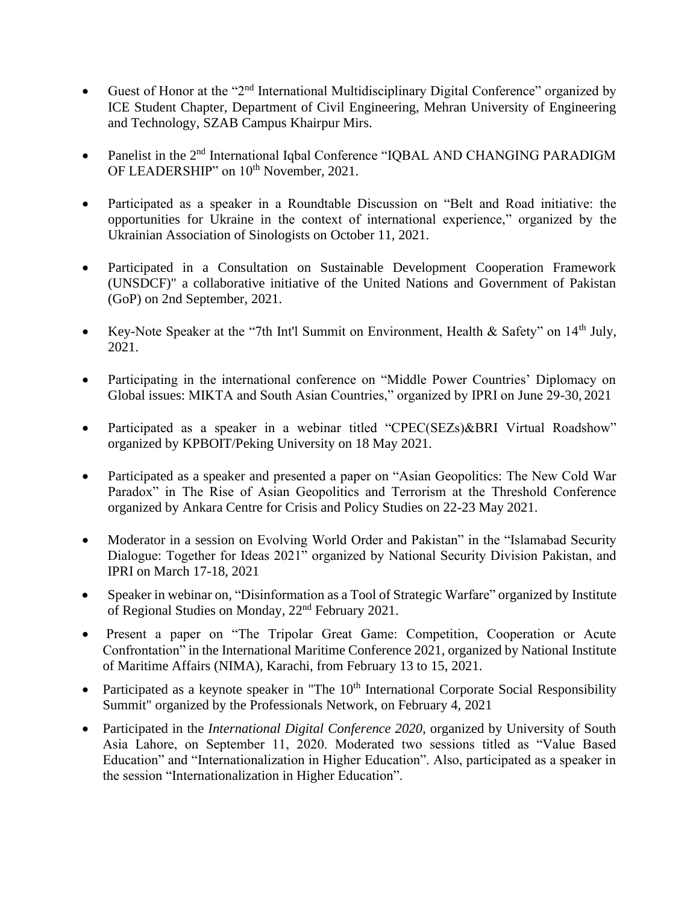- Guest of Honor at the "2nd International Multidisciplinary Digital Conference" organized by ICE Student Chapter, Department of Civil Engineering, Mehran University of Engineering and Technology, SZAB Campus Khairpur Mirs.

- Panelist in the 2nd International Iqbal Conference "IQBAL AND CHANGING PARADIGM OF LEADERSHIP" on 10th November, 2021.

- Participated as a speaker in a Roundtable Discussion on "Belt and Road initiative: the opportunities for Ukraine in the context of international experience," organized by the Ukrainian Association of Sinologists on October 11, 2021.

- Participated in a Consultation on Sustainable Development Cooperation Framework (UNSDCF)" a collaborative initiative of the United Nations and Government of Pakistan (GoP) on 2nd September, 2021.

- Key-Note Speaker at the "7th Int'l Summit on Environment, Health & Safety" on 14th July, 2021.

- Participating in the international conference on "Middle Power Countries' Diplomacy on Global issues: MIKTA and South Asian Countries," organized by IPRI on June 29-30, 2021

- Participated as a speaker in a webinar titled "CPEC(SEZs)&BRI Virtual Roadshow" organized by KPBOIT/Peking University on 18 May 2021.

- Participated as a speaker and presented a paper on "Asian Geopolitics: The New Cold War Paradox" in The Rise of Asian Geopolitics and Terrorism at the Threshold Conference organized by Ankara Centre for Crisis and Policy Studies on 22-23 May 2021.

- Moderator in a session on Evolving World Order and Pakistan" in the "Islamabad Security Dialogue: Together for Ideas 2021" organized by National Security Division Pakistan, and IPRI on March 17-18, 2021

- Speaker in webinar on, "Disinformation as a Tool of Strategic Warfare" organized by Institute of Regional Studies on Monday, 22nd February 2021.

- Present a paper on "The Tripolar Great Game: Competition, Cooperation or Acute Confrontation" in the International Maritime Conference 2021, organized by National Institute of Maritime Affairs (NIMA), Karachi, from February 13 to 15, 2021.

- Participated as a keynote speaker in "The 10th International Corporate Social Responsibility Summit" organized by the Professionals Network, on February 4, 2021

- Participated in the *International Digital Conference 2020*, organized by University of South Asia Lahore, on September 11, 2020. Moderated two sessions titled as "Value Based Education" and "Internationalization in Higher Education". Also, participated as a speaker in the session "Internationalization in Higher Education".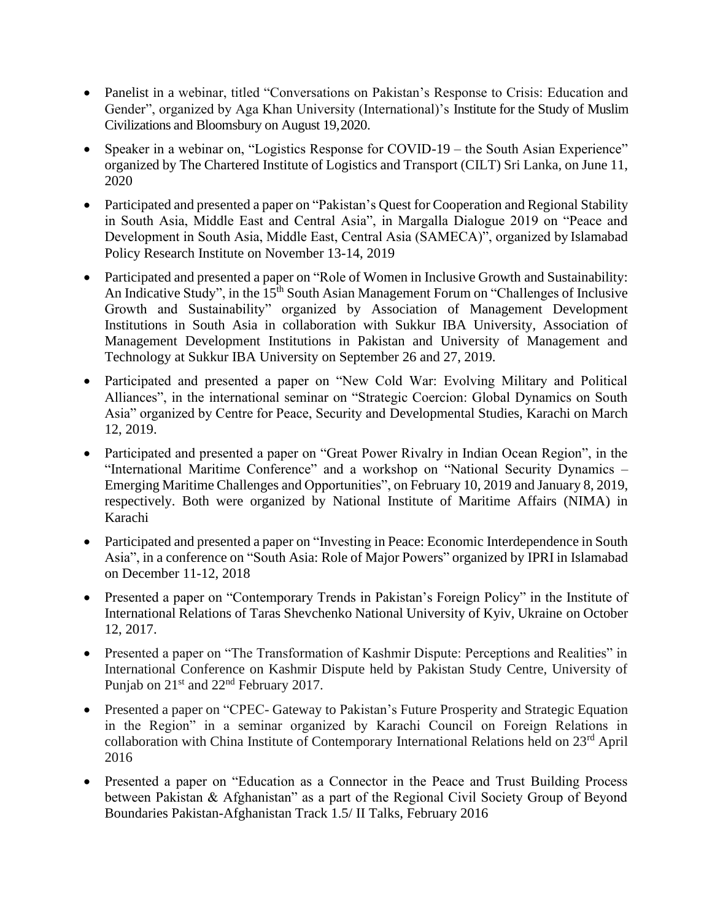- Panelist in a webinar, titled “Conversations on Pakistan’s Response to Crisis: Education and Gender”, organized by Aga Khan University (International)’s Institute for the Study of Muslim Civilizations and Bloomsbury on August 19, 2020.
- Speaker in a webinar on, “Logistics Response for COVID-19 – the South Asian Experience” organized by The Chartered Institute of Logistics and Transport (CILT) Sri Lanka, on June 11, 2020
- Participated and presented a paper on “Pakistan’s Quest for Cooperation and Regional Stability in South Asia, Middle East and Central Asia”, in Margalla Dialogue 2019 on “Peace and Development in South Asia, Middle East, Central Asia (SAMECA)”, organized by Islamabad Policy Research Institute on November 13-14, 2019
- Participated and presented a paper on “Role of Women in Inclusive Growth and Sustainability: An Indicative Study”, in the 15th South Asian Management Forum on “Challenges of Inclusive Growth and Sustainability” organized by Association of Management Development Institutions in South Asia in collaboration with Sukkur IBA University, Association of Management Development Institutions in Pakistan and University of Management and Technology at Sukkur IBA University on September 26 and 27, 2019.
- Participated and presented a paper on “New Cold War: Evolving Military and Political Alliances”, in the international seminar on “Strategic Coercion: Global Dynamics on South Asia” organized by Centre for Peace, Security and Developmental Studies, Karachi on March 12, 2019.
- Participated and presented a paper on “Great Power Rivalry in Indian Ocean Region”, in the “International Maritime Conference” and a workshop on “National Security Dynamics – Emerging Maritime Challenges and Opportunities”, on February 10, 2019 and January 8, 2019, respectively. Both were organized by National Institute of Maritime Affairs (NIMA) in Karachi
- Participated and presented a paper on “Investing in Peace: Economic Interdependence in South Asia”, in a conference on “South Asia: Role of Major Powers” organized by IPRI in Islamabad on December 11-12, 2018
- Presented a paper on “Contemporary Trends in Pakistan’s Foreign Policy” in the Institute of International Relations of Taras Shevchenko National University of Kyiv, Ukraine on October 12, 2017.
- Presented a paper on “The Transformation of Kashmir Dispute: Perceptions and Realities” in International Conference on Kashmir Dispute held by Pakistan Study Centre, University of Punjab on 21st and 22nd February 2017.
- Presented a paper on “CPEC- Gateway to Pakistan’s Future Prosperity and Strategic Equation in the Region” in a seminar organized by Karachi Council on Foreign Relations in collaboration with China Institute of Contemporary International Relations held on 23rd April 2016
- Presented a paper on “Education as a Connector in the Peace and Trust Building Process between Pakistan & Afghanistan” as a part of the Regional Civil Society Group of Beyond Boundaries Pakistan-Afghanistan Track 1.5/ II Talks, February 2016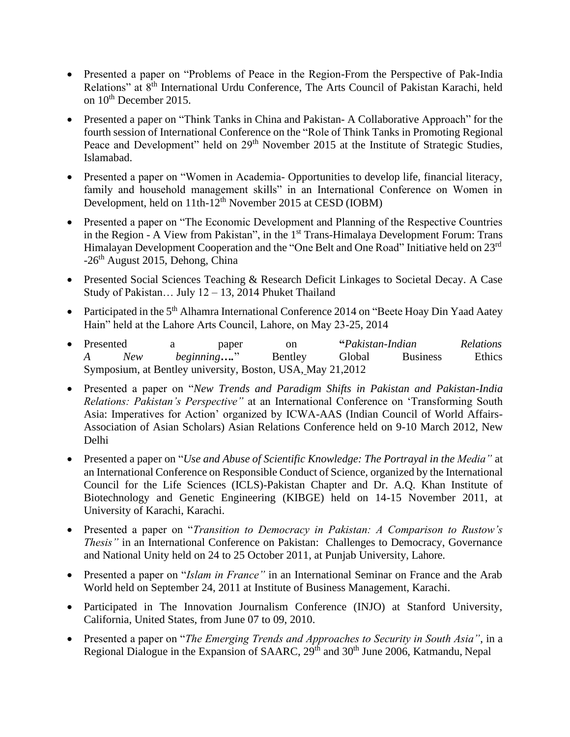- Presented a paper on "Problems of Peace in the Region-From the Perspective of Pak-India Relations" at 8th International Urdu Conference, The Arts Council of Pakistan Karachi, held on 10th December 2015.
- Presented a paper on "Think Tanks in China and Pakistan- A Collaborative Approach" for the fourth session of International Conference on the "Role of Think Tanks in Promoting Regional Peace and Development" held on 29th November 2015 at the Institute of Strategic Studies, Islamabad.
- Presented a paper on "Women in Academia- Opportunities to develop life, financial literacy, family and household management skills" in an International Conference on Women in Development, held on 11th-12th November 2015 at CESD (IOBM)
- Presented a paper on "The Economic Development and Planning of the Respective Countries in the Region - A View from Pakistan", in the 1st Trans-Himalaya Development Forum: Trans Himalayan Development Cooperation and the "One Belt and One Road" Initiative held on 23rd -26th August 2015, Dehong, China
- Presented Social Sciences Teaching & Research Deficit Linkages to Societal Decay. A Case Study of Pakistan… July 12 – 13, 2014 Phuket Thailand
- Participated in the 5th Alhamra International Conference 2014 on "Beete Hoay Din Yaad Aatey Hain" held at the Lahore Arts Council, Lahore, on May 23-25, 2014
- Presented a paper on **"***Pakistan-Indian Relations A New beginning***…."** Bentley Global Business Ethics Symposium, at Bentley university, Boston, USA, May 21,2012
- Presented a paper on "*New Trends and Paradigm Shifts in Pakistan and Pakistan-India Relations: Pakistan's Perspective"* at an International Conference on 'Transforming South Asia: Imperatives for Action' organized by ICWA-AAS (Indian Council of World Affairs-Association of Asian Scholars) Asian Relations Conference held on 9-10 March 2012, New Delhi
- Presented a paper on "*Use and Abuse of Scientific Knowledge: The Portrayal in the Media"* at an International Conference on Responsible Conduct of Science, organized by the International Council for the Life Sciences (ICLS)-Pakistan Chapter and Dr. A.Q. Khan Institute of Biotechnology and Genetic Engineering (KIBGE) held on 14-15 November 2011, at University of Karachi, Karachi.
- Presented a paper on "*Transition to Democracy in Pakistan: A Comparison to Rustow's Thesis"* in an International Conference on Pakistan: Challenges to Democracy, Governance and National Unity held on 24 to 25 October 2011, at Punjab University, Lahore.
- Presented a paper on "*Islam in France"* in an International Seminar on France and the Arab World held on September 24, 2011 at Institute of Business Management, Karachi.
- Participated in The Innovation Journalism Conference (INJO) at Stanford University, California, United States, from June 07 to 09, 2010.
- Presented a paper on "*The Emerging Trends and Approaches to Security in South Asia"*, in a Regional Dialogue in the Expansion of SAARC, 29th and 30th June 2006, Katmandu, Nepal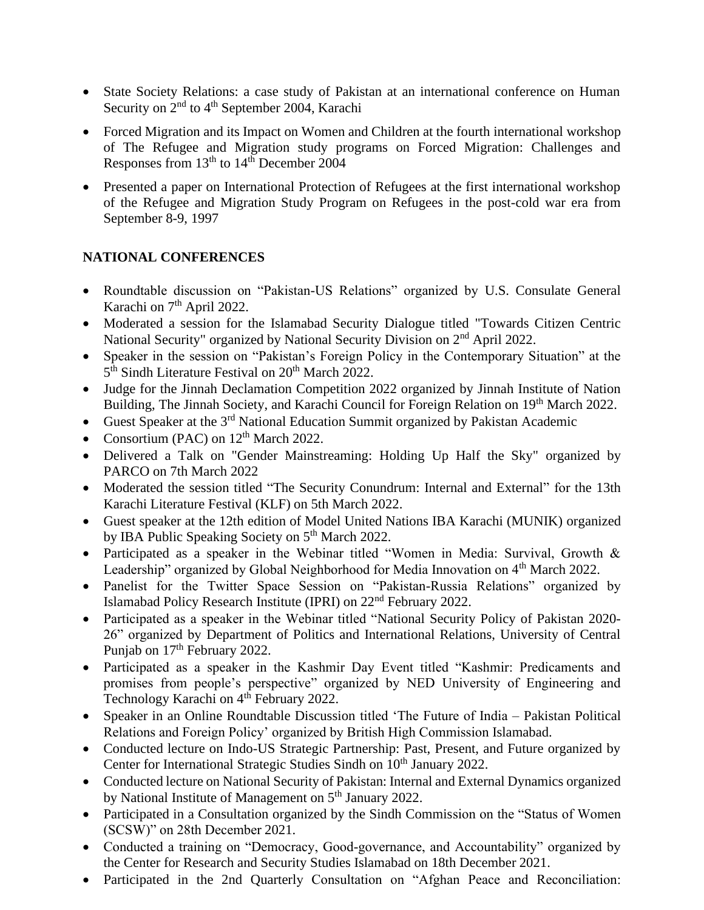- State Society Relations: a case study of Pakistan at an international conference on Human Security on 2nd to 4th September 2004, Karachi
- Forced Migration and its Impact on Women and Children at the fourth international workshop of The Refugee and Migration study programs on Forced Migration: Challenges and Responses from 13th to 14th December 2004
- Presented a paper on International Protection of Refugees at the first international workshop of the Refugee and Migration Study Program on Refugees in the post-cold war era from September 8-9, 1997

## NATIONAL CONFERENCES

- Roundtable discussion on "Pakistan-US Relations" organized by U.S. Consulate General Karachi on 7th April 2022.
- Moderated a session for the Islamabad Security Dialogue titled "Towards Citizen Centric National Security" organized by National Security Division on 2nd April 2022.
- Speaker in the session on "Pakistan's Foreign Policy in the Contemporary Situation" at the 5th Sindh Literature Festival on 20th March 2022.
- Judge for the Jinnah Declamation Competition 2022 organized by Jinnah Institute of Nation Building, The Jinnah Society, and Karachi Council for Foreign Relation on 19th March 2022.
- Guest Speaker at the 3rd National Education Summit organized by Pakistan Academic
- Consortium (PAC) on 12th March 2022.
- Delivered a Talk on "Gender Mainstreaming: Holding Up Half the Sky" organized by PARCO on 7th March 2022
- Moderated the session titled "The Security Conundrum: Internal and External" for the 13th Karachi Literature Festival (KLF) on 5th March 2022.
- Guest speaker at the 12th edition of Model United Nations IBA Karachi (MUNIK) organized by IBA Public Speaking Society on 5th March 2022.
- Participated as a speaker in the Webinar titled "Women in Media: Survival, Growth & Leadership" organized by Global Neighborhood for Media Innovation on 4th March 2022.
- Panelist for the Twitter Space Session on "Pakistan-Russia Relations" organized by Islamabad Policy Research Institute (IPRI) on 22nd February 2022.
- Participated as a speaker in the Webinar titled "National Security Policy of Pakistan 2020-26" organized by Department of Politics and International Relations, University of Central Punjab on 17th February 2022.
- Participated as a speaker in the Kashmir Day Event titled "Kashmir: Predicaments and promises from people's perspective" organized by NED University of Engineering and Technology Karachi on 4th February 2022.
- Speaker in an Online Roundtable Discussion titled 'The Future of India – Pakistan Political Relations and Foreign Policy' organized by British High Commission Islamabad.
- Conducted lecture on Indo-US Strategic Partnership: Past, Present, and Future organized by Center for International Strategic Studies Sindh on 10th January 2022.
- Conducted lecture on National Security of Pakistan: Internal and External Dynamics organized by National Institute of Management on 5th January 2022.
- Participated in a Consultation organized by the Sindh Commission on the "Status of Women (SCSW)" on 28th December 2021.
- Conducted a training on "Democracy, Good-governance, and Accountability" organized by the Center for Research and Security Studies Islamabad on 18th December 2021.
- Participated in the 2nd Quarterly Consultation on "Afghan Peace and Reconciliation: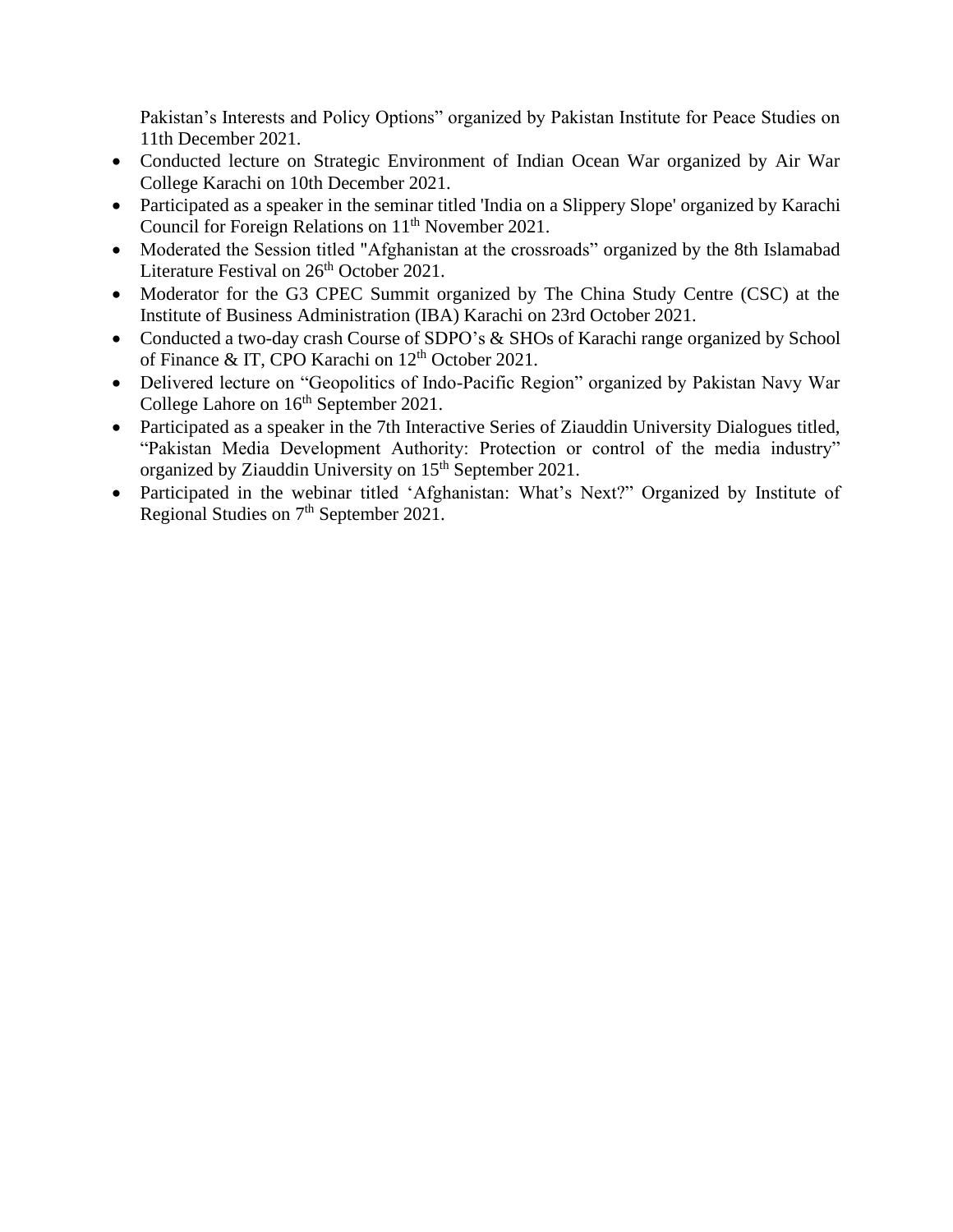Pakistan's Interests and Policy Options" organized by Pakistan Institute for Peace Studies on 11th December 2021.

- Conducted lecture on Strategic Environment of Indian Ocean War organized by Air War College Karachi on 10th December 2021.
- Participated as a speaker in the seminar titled 'India on a Slippery Slope' organized by Karachi Council for Foreign Relations on 11th November 2021.
- Moderated the Session titled "Afghanistan at the crossroads" organized by the 8th Islamabad Literature Festival on 26th October 2021.
- Moderator for the G3 CPEC Summit organized by The China Study Centre (CSC) at the Institute of Business Administration (IBA) Karachi on 23rd October 2021.
- Conducted a two-day crash Course of SDPO's & SHOs of Karachi range organized by School of Finance & IT, CPO Karachi on 12th October 2021.
- Delivered lecture on "Geopolitics of Indo-Pacific Region" organized by Pakistan Navy War College Lahore on 16th September 2021.
- Participated as a speaker in the 7th Interactive Series of Ziauddin University Dialogues titled, "Pakistan Media Development Authority: Protection or control of the media industry" organized by Ziauddin University on 15th September 2021.
- Participated in the webinar titled 'Afghanistan: What's Next?" Organized by Institute of Regional Studies on 7th September 2021.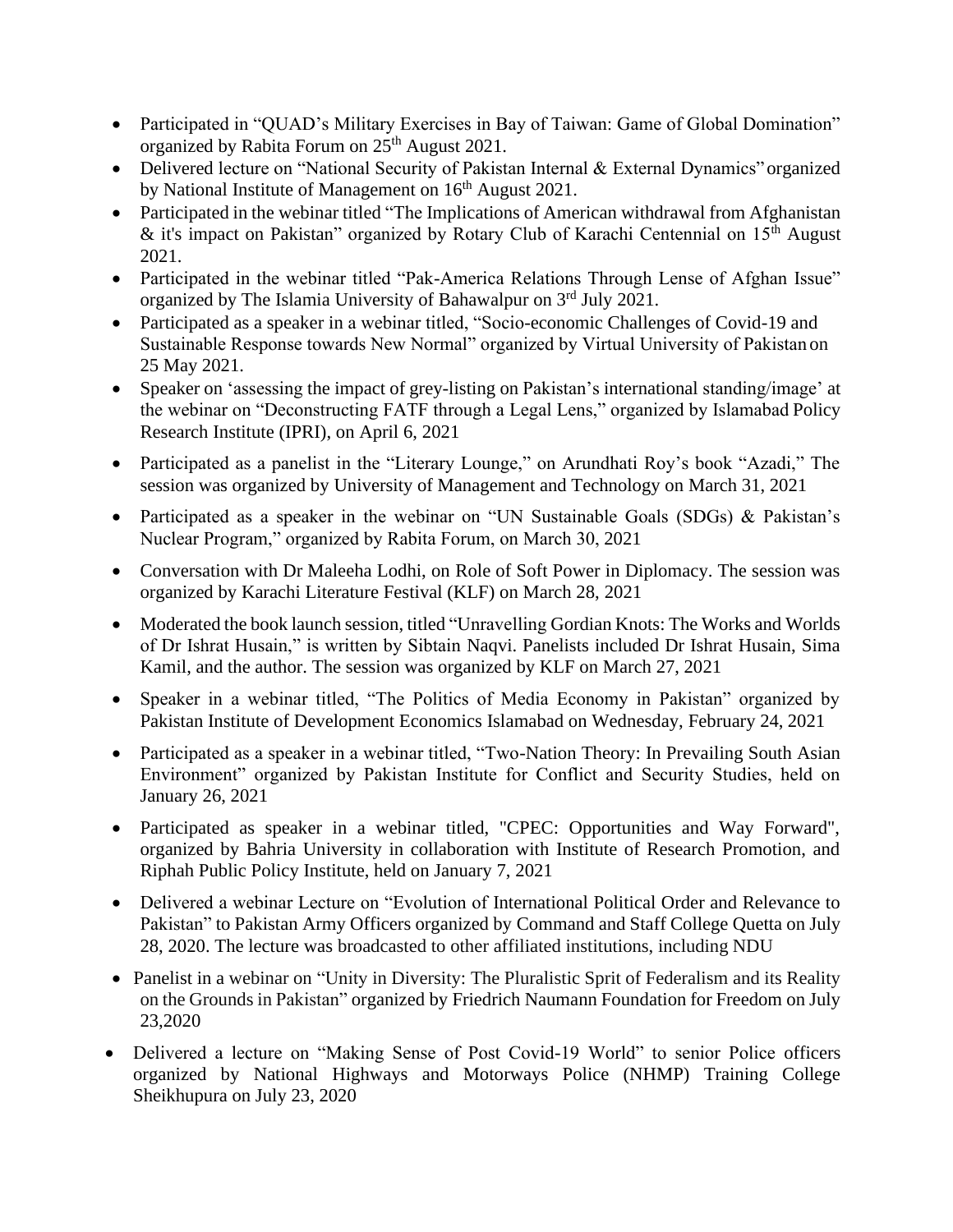- Participated in "QUAD's Military Exercises in Bay of Taiwan: Game of Global Domination" organized by Rabita Forum on 25th August 2021.
- Delivered lecture on "National Security of Pakistan Internal & External Dynamics" organized by National Institute of Management on 16th August 2021.
- Participated in the webinar titled "The Implications of American withdrawal from Afghanistan & it's impact on Pakistan" organized by Rotary Club of Karachi Centennial on 15th August 2021.
- Participated in the webinar titled "Pak-America Relations Through Lense of Afghan Issue" organized by The Islamia University of Bahawalpur on 3rd July 2021.
- Participated as a speaker in a webinar titled, "Socio-economic Challenges of Covid-19 and Sustainable Response towards New Normal" organized by Virtual University of Pakistan on 25 May 2021.
- Speaker on 'assessing the impact of grey-listing on Pakistan's international standing/image' at the webinar on "Deconstructing FATF through a Legal Lens," organized by Islamabad Policy Research Institute (IPRI), on April 6, 2021
- Participated as a panelist in the "Literary Lounge," on Arundhati Roy's book "Azadi," The session was organized by University of Management and Technology on March 31, 2021
- Participated as a speaker in the webinar on "UN Sustainable Goals (SDGs) & Pakistan's Nuclear Program," organized by Rabita Forum, on March 30, 2021
- Conversation with Dr Maleeha Lodhi, on Role of Soft Power in Diplomacy. The session was organized by Karachi Literature Festival (KLF) on March 28, 2021
- Moderated the book launch session, titled "Unravelling Gordian Knots: The Works and Worlds of Dr Ishrat Husain," is written by Sibtain Naqvi. Panelists included Dr Ishrat Husain, Sima Kamil, and the author. The session was organized by KLF on March 27, 2021
- Speaker in a webinar titled, "The Politics of Media Economy in Pakistan" organized by Pakistan Institute of Development Economics Islamabad on Wednesday, February 24, 2021
- Participated as a speaker in a webinar titled, "Two-Nation Theory: In Prevailing South Asian Environment" organized by Pakistan Institute for Conflict and Security Studies, held on January 26, 2021
- Participated as speaker in a webinar titled, "CPEC: Opportunities and Way Forward", organized by Bahria University in collaboration with Institute of Research Promotion, and Riphah Public Policy Institute, held on January 7, 2021
- Delivered a webinar Lecture on "Evolution of International Political Order and Relevance to Pakistan" to Pakistan Army Officers organized by Command and Staff College Quetta on July 28, 2020. The lecture was broadcasted to other affiliated institutions, including NDU
- Panelist in a webinar on "Unity in Diversity: The Pluralistic Sprit of Federalism and its Reality on the Grounds in Pakistan" organized by Friedrich Naumann Foundation for Freedom on July 23,2020
- Delivered a lecture on "Making Sense of Post Covid-19 World" to senior Police officers organized by National Highways and Motorways Police (NHMP) Training College Sheikhupura on July 23, 2020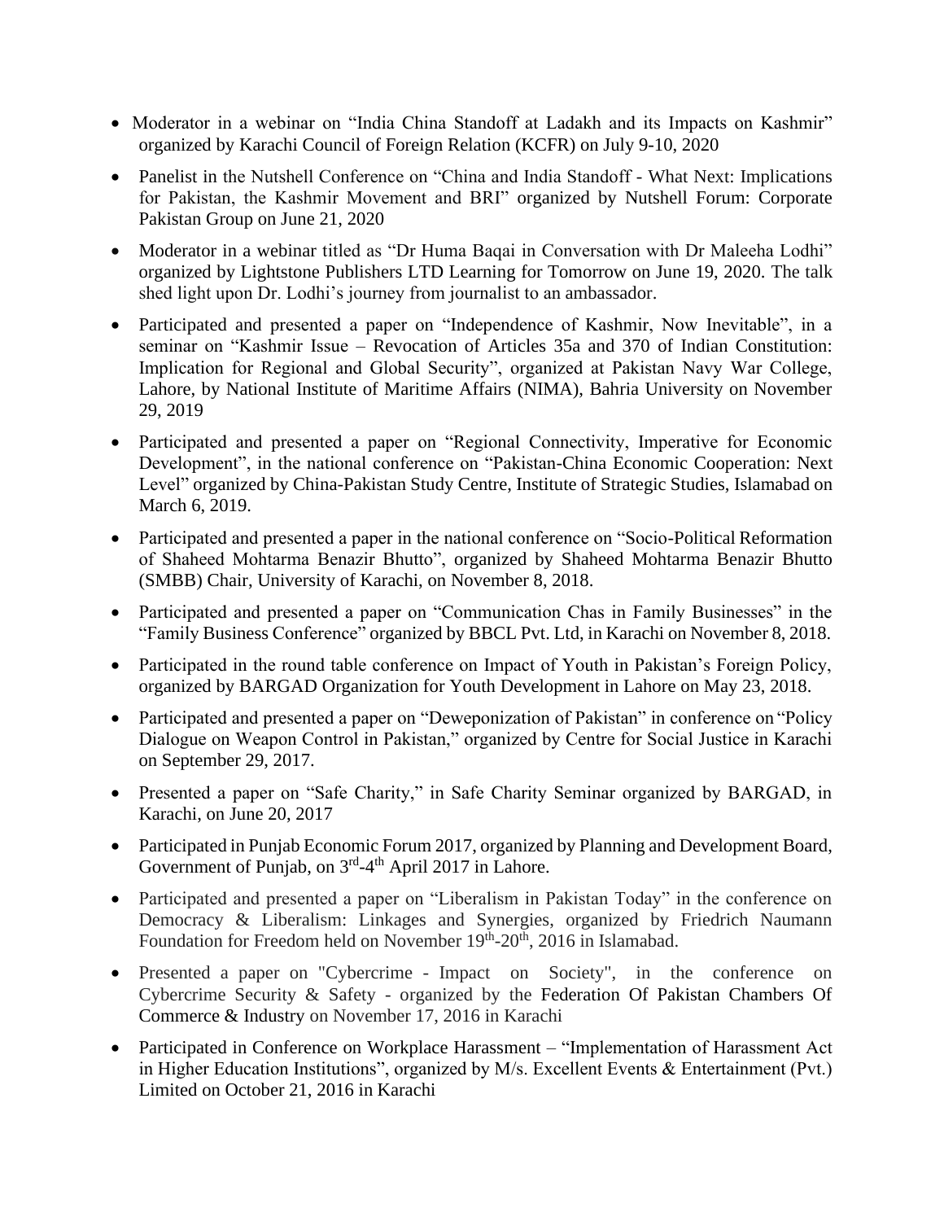- Moderator in a webinar on "India China Standoff at Ladakh and its Impacts on Kashmir" organized by Karachi Council of Foreign Relation (KCFR) on July 9-10, 2020
- Panelist in the Nutshell Conference on "China and India Standoff - What Next: Implications for Pakistan, the Kashmir Movement and BRI" organized by Nutshell Forum: Corporate Pakistan Group on June 21, 2020
- Moderator in a webinar titled as "Dr Huma Baqai in Conversation with Dr Maleeha Lodhi" organized by Lightstone Publishers LTD Learning for Tomorrow on June 19, 2020. The talk shed light upon Dr. Lodhi's journey from journalist to an ambassador.
- Participated and presented a paper on "Independence of Kashmir, Now Inevitable", in a seminar on "Kashmir Issue – Revocation of Articles 35a and 370 of Indian Constitution: Implication for Regional and Global Security", organized at Pakistan Navy War College, Lahore, by National Institute of Maritime Affairs (NIMA), Bahria University on November 29, 2019
- Participated and presented a paper on "Regional Connectivity, Imperative for Economic Development", in the national conference on "Pakistan-China Economic Cooperation: Next Level" organized by China-Pakistan Study Centre, Institute of Strategic Studies, Islamabad on March 6, 2019.
- Participated and presented a paper in the national conference on "Socio-Political Reformation of Shaheed Mohtarma Benazir Bhutto", organized by Shaheed Mohtarma Benazir Bhutto (SMBB) Chair, University of Karachi, on November 8, 2018.
- Participated and presented a paper on "Communication Chas in Family Businesses" in the "Family Business Conference" organized by BBCL Pvt. Ltd, in Karachi on November 8, 2018.
- Participated in the round table conference on Impact of Youth in Pakistan's Foreign Policy, organized by BARGAD Organization for Youth Development in Lahore on May 23, 2018.
- Participated and presented a paper on "Deweponization of Pakistan" in conference on "Policy Dialogue on Weapon Control in Pakistan," organized by Centre for Social Justice in Karachi on September 29, 2017.
- Presented a paper on "Safe Charity," in Safe Charity Seminar organized by BARGAD, in Karachi, on June 20, 2017
- Participated in Punjab Economic Forum 2017, organized by Planning and Development Board, Government of Punjab, on 3rd-4th April 2017 in Lahore.
- Participated and presented a paper on "Liberalism in Pakistan Today" in the conference on Democracy & Liberalism: Linkages and Synergies, organized by Friedrich Naumann Foundation for Freedom held on November 19th-20th, 2016 in Islamabad.
- Presented a paper on "Cybercrime - Impact on Society", in the conference on Cybercrime Security & Safety - organized by the Federation Of Pakistan Chambers Of Commerce & Industry on November 17, 2016 in Karachi
- Participated in Conference on Workplace Harassment – "Implementation of Harassment Act in Higher Education Institutions", organized by M/s. Excellent Events & Entertainment (Pvt.) Limited on October 21, 2016 in Karachi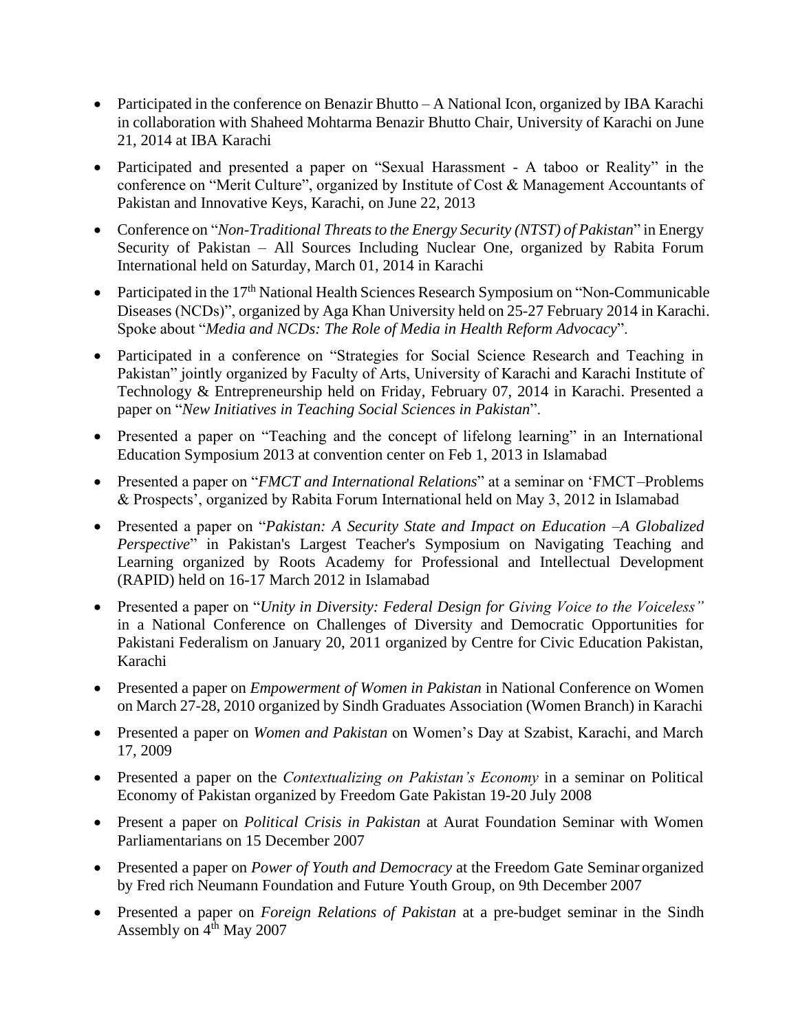- Participated in the conference on Benazir Bhutto – A National Icon, organized by IBA Karachi in collaboration with Shaheed Mohtarma Benazir Bhutto Chair, University of Karachi on June 21, 2014 at IBA Karachi
- Participated and presented a paper on "Sexual Harassment - A taboo or Reality" in the conference on "Merit Culture", organized by Institute of Cost & Management Accountants of Pakistan and Innovative Keys, Karachi, on June 22, 2013
- Conference on "*Non-Traditional Threats to the Energy Security (NTST) of Pakistan*" in Energy Security of Pakistan – All Sources Including Nuclear One, organized by Rabita Forum International held on Saturday, March 01, 2014 in Karachi
- Participated in the 17th National Health Sciences Research Symposium on "Non-Communicable Diseases (NCDs)", organized by Aga Khan University held on 25-27 February 2014 in Karachi. Spoke about "*Media and NCDs: The Role of Media in Health Reform Advocacy*".
- Participated in a conference on "Strategies for Social Science Research and Teaching in Pakistan" jointly organized by Faculty of Arts, University of Karachi and Karachi Institute of Technology & Entrepreneurship held on Friday, February 07, 2014 in Karachi. Presented a paper on "*New Initiatives in Teaching Social Sciences in Pakistan*".
- Presented a paper on "Teaching and the concept of lifelong learning" in an International Education Symposium 2013 at convention center on Feb 1, 2013 in Islamabad
- Presented a paper on "*FMCT and International Relations*" at a seminar on 'FMCT –Problems & Prospects', organized by Rabita Forum International held on May 3, 2012 in Islamabad
- Presented a paper on "*Pakistan: A Security State and Impact on Education –A Globalized Perspective*" in Pakistan's Largest Teacher's Symposium on Navigating Teaching and Learning organized by Roots Academy for Professional and Intellectual Development (RAPID) held on 16-17 March 2012 in Islamabad
- Presented a paper on "*Unity in Diversity: Federal Design for Giving Voice to the Voiceless"* in a National Conference on Challenges of Diversity and Democratic Opportunities for Pakistani Federalism on January 20, 2011 organized by Centre for Civic Education Pakistan, Karachi
- Presented a paper on *Empowerment of Women in Pakistan* in National Conference on Women on March 27-28, 2010 organized by Sindh Graduates Association (Women Branch) in Karachi
- Presented a paper on *Women and Pakistan* on Women's Day at Szabist, Karachi, and March 17, 2009
- Presented a paper on the *Contextualizing on Pakistan's Economy* in a seminar on Political Economy of Pakistan organized by Freedom Gate Pakistan 19-20 July 2008
- Present a paper on *Political Crisis in Pakistan* at Aurat Foundation Seminar with Women Parliamentarians on 15 December 2007
- Presented a paper on *Power of Youth and Democracy* at the Freedom Gate Seminar organized by Fred rich Neumann Foundation and Future Youth Group, on 9th December 2007
- Presented a paper on *Foreign Relations of Pakistan* at a pre-budget seminar in the Sindh Assembly on 4th May 2007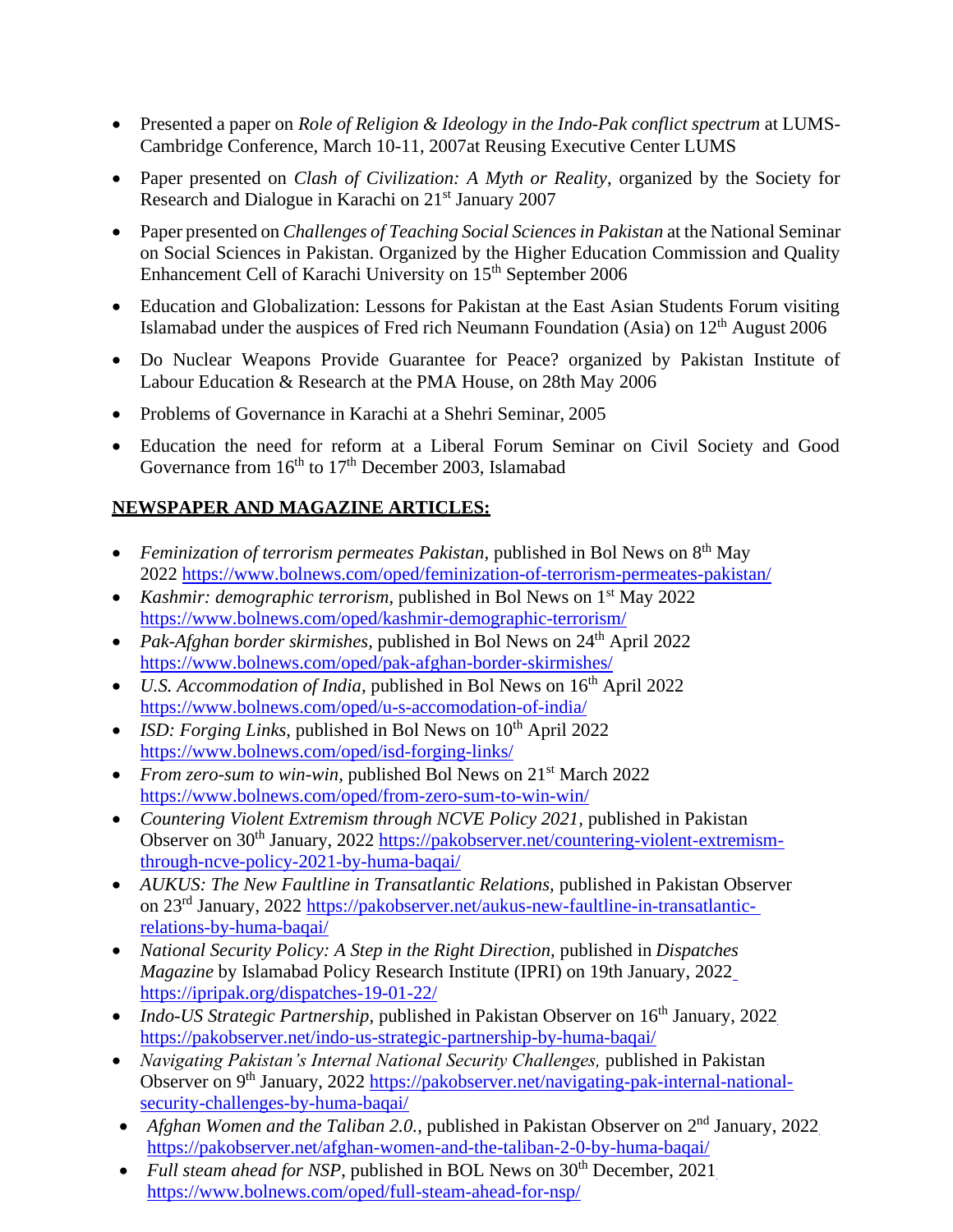- Presented a paper on *Role of Religion & Ideology in the Indo-Pak conflict spectrum* at LUMS-Cambridge Conference, March 10-11, 2007at Reusing Executive Center LUMS
- Paper presented on *Clash of Civilization: A Myth or Reality*, organized by the Society for Research and Dialogue in Karachi on 21st January 2007
- Paper presented on *Challenges of Teaching Social Sciences in Pakistan* at the National Seminar on Social Sciences in Pakistan. Organized by the Higher Education Commission and Quality Enhancement Cell of Karachi University on 15th September 2006
- Education and Globalization: Lessons for Pakistan at the East Asian Students Forum visiting Islamabad under the auspices of Fred rich Neumann Foundation (Asia) on 12th August 2006
- Do Nuclear Weapons Provide Guarantee for Peace? organized by Pakistan Institute of Labour Education & Research at the PMA House, on 28th May 2006
- Problems of Governance in Karachi at a Shehri Seminar, 2005
- Education the need for reform at a Liberal Forum Seminar on Civil Society and Good Governance from 16th to 17th December 2003, Islamabad

## NEWSPAPER AND MAGAZINE ARTICLES:

- *Feminization of terrorism permeates Pakistan,* published in Bol News on 8th May 2022 https://www.bolnews.com/oped/feminization-of-terrorism-permeates-pakistan/
- *Kashmir: demographic terrorism,* published in Bol News on 1st May 2022 https://www.bolnews.com/oped/kashmir-demographic-terrorism/
- *Pak-Afghan border skirmishes,* published in Bol News on 24th April 2022 https://www.bolnews.com/oped/pak-afghan-border-skirmishes/
- *U.S. Accommodation of India,* published in Bol News on 16th April 2022 https://www.bolnews.com/oped/u-s-accomodation-of-india/
- *ISD: Forging Links,* published in Bol News on 10th April 2022 https://www.bolnews.com/oped/isd-forging-links/
- *From zero-sum to win-win,* published Bol News on 21st March 2022 https://www.bolnews.com/oped/from-zero-sum-to-win-win/
- *Countering Violent Extremism through NCVE Policy 2021,* published in Pakistan Observer on 30th January, 2022 https://pakobserver.net/countering-violent-extremism-through-ncve-policy-2021-by-huma-baqai/
- *AUKUS: The New Faultline in Transatlantic Relations,* published in Pakistan Observer on 23rd January, 2022 https://pakobserver.net/aukus-new-faultline-in-transatlantic-relations-by-huma-baqai/
- *National Security Policy: A Step in the Right Direction,* published in *Dispatches Magazine* by Islamabad Policy Research Institute (IPRI) on 19th January, 2022 https://ipripak.org/dispatches-19-01-22/
- *Indo-US Strategic Partnership,* published in Pakistan Observer on 16th January, 2022 https://pakobserver.net/indo-us-strategic-partnership-by-huma-baqai/
- *Navigating Pakistan's Internal National Security Challenges,* published in Pakistan Observer on 9th January, 2022 https://pakobserver.net/navigating-pak-internal-national-security-challenges-by-huma-baqai/
- *Afghan Women and the Taliban 2.0.,* published in Pakistan Observer on 2nd January, 2022 https://pakobserver.net/afghan-women-and-the-taliban-2-0-by-huma-baqai/
- *Full steam ahead for NSP*, published in BOL News on 30th December, 2021 https://www.bolnews.com/oped/full-steam-ahead-for-nsp/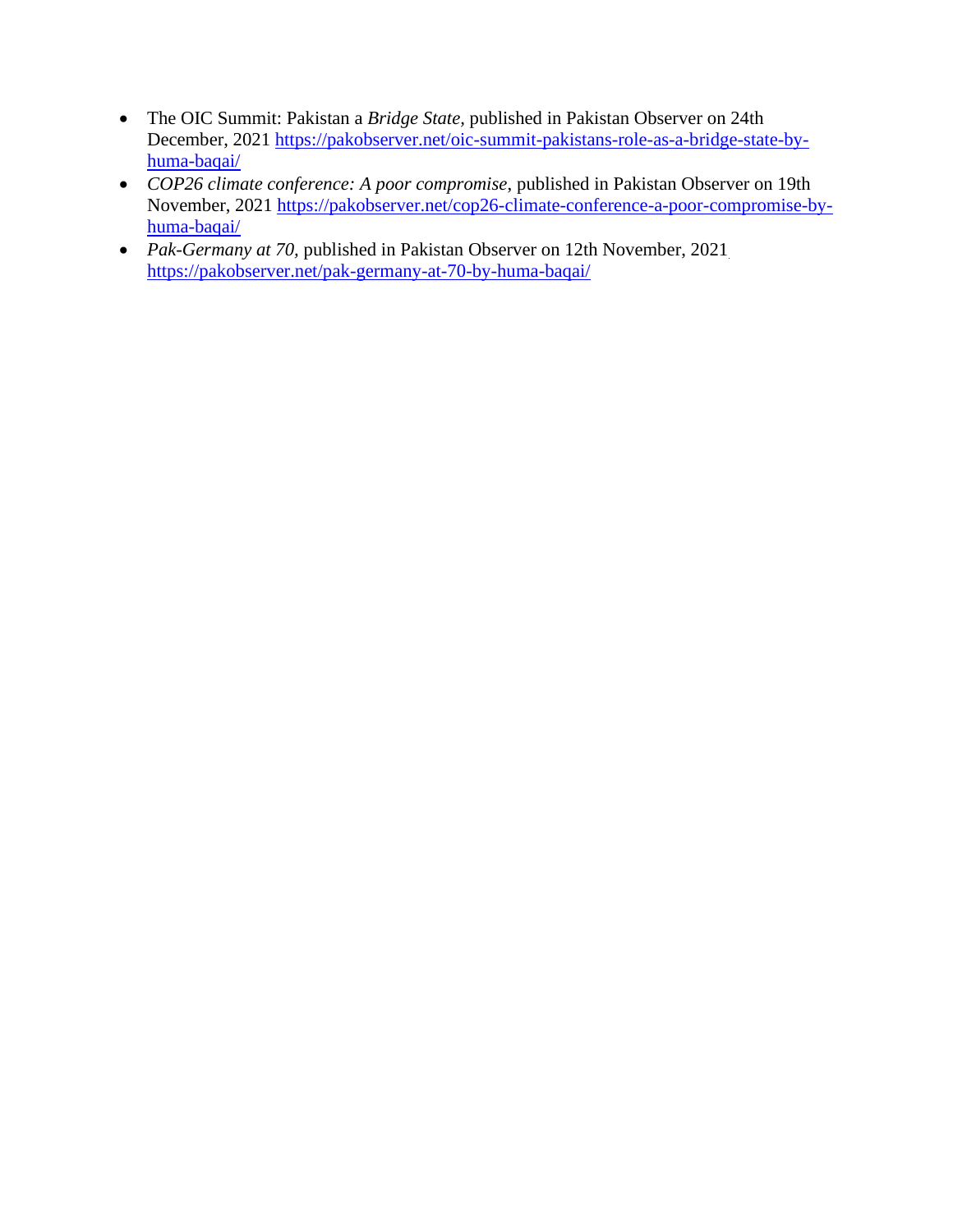- The OIC Summit: Pakistan a *Bridge State*, published in Pakistan Observer on 24th December, 2021 https://pakobserver.net/oic-summit-pakistans-role-as-a-bridge-state-by-huma-baqai/
- *COP26 climate conference: A poor compromise*, published in Pakistan Observer on 19th November, 2021 https://pakobserver.net/cop26-climate-conference-a-poor-compromise-by-huma-baqai/
- *Pak-Germany at 70*, published in Pakistan Observer on 12th November, 2021 https://pakobserver.net/pak-germany-at-70-by-huma-baqai/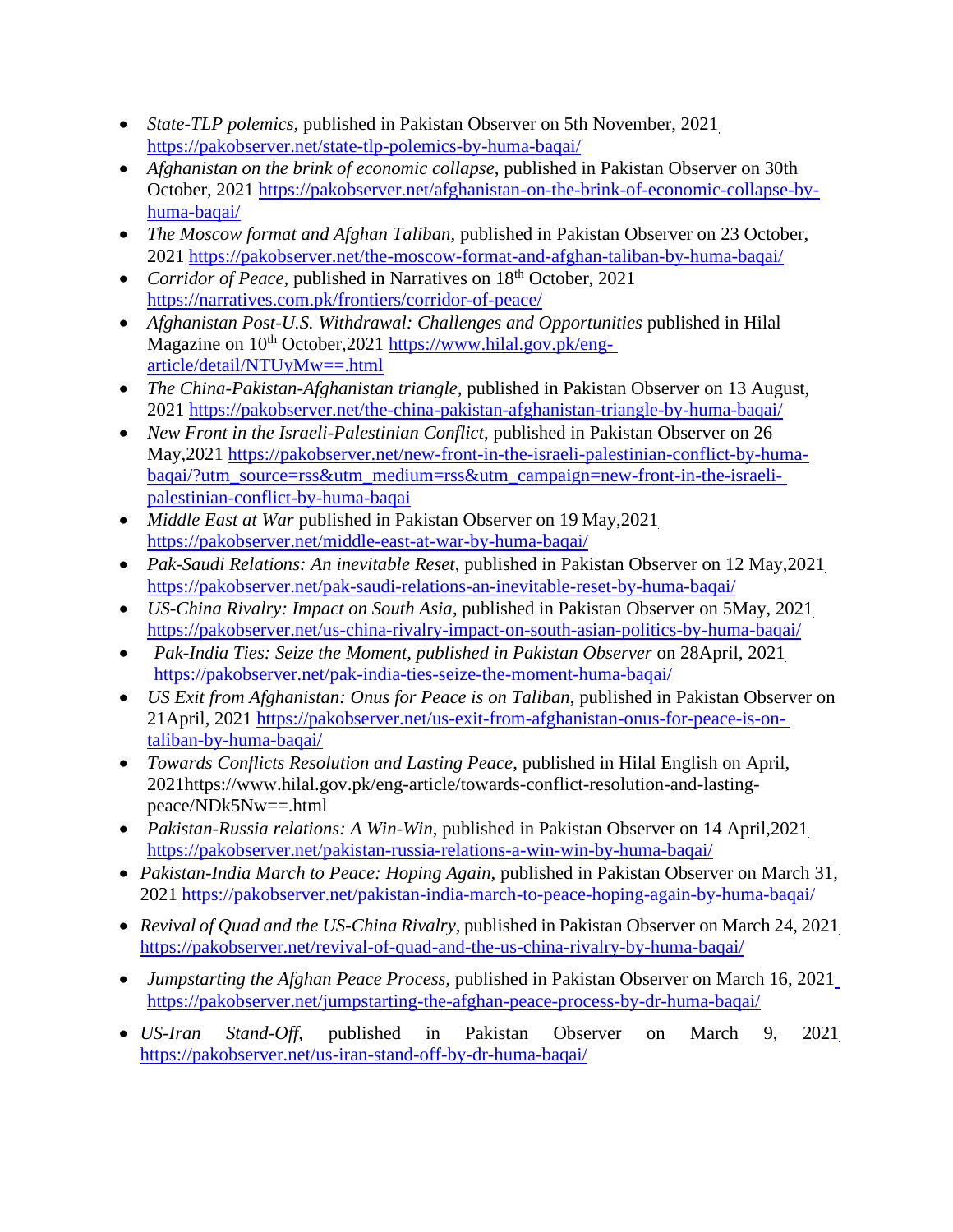- *State-TLP polemics*, published in Pakistan Observer on 5th November, 2021 https://pakobserver.net/state-tlp-polemics-by-huma-baqai/
- *Afghanistan on the brink of economic collapse,* published in Pakistan Observer on 30th October, 2021 https://pakobserver.net/afghanistan-on-the-brink-of-economic-collapse-by-huma-baqai/
- *The Moscow format and Afghan Taliban*, published in Pakistan Observer on 23 October, 2021 https://pakobserver.net/the-moscow-format-and-afghan-taliban-by-huma-baqai/
- *Corridor of Peace,* published in Narratives on 18th October, 2021 https://narratives.com.pk/frontiers/corridor-of-peace/
- *Afghanistan Post-U.S. Withdrawal: Challenges and Opportunities* published in Hilal Magazine on 10th October,2021 https://www.hilal.gov.pk/eng-article/detail/NTUyMw==.html
- *The China-Pakistan-Afghanistan triangle,* published in Pakistan Observer on 13 August, 2021 https://pakobserver.net/the-china-pakistan-afghanistan-triangle-by-huma-baqai/
- *New Front in the Israeli-Palestinian Conflict*, published in Pakistan Observer on 26 May,2021 https://pakobserver.net/new-front-in-the-israeli-palestinian-conflict-by-huma-baqai/?utm_source=rss&utm_medium=rss&utm_campaign=new-front-in-the-israeli-palestinian-conflict-by-huma-baqai
- *Middle East at War* published in Pakistan Observer on 19 May,2021 https://pakobserver.net/middle-east-at-war-by-huma-baqai/
- *Pak-Saudi Relations: An inevitable Reset*, published in Pakistan Observer on 12 May,2021 https://pakobserver.net/pak-saudi-relations-an-inevitable-reset-by-huma-baqai/
- *US-China Rivalry: Impact on South Asia*, published in Pakistan Observer on 5May, 2021 https://pakobserver.net/us-china-rivalry-impact-on-south-asian-politics-by-huma-baqai/
- *Pak-India Ties: Seize the Moment, published in Pakistan Observer* on 28April, 2021 https://pakobserver.net/pak-india-ties-seize-the-moment-huma-baqai/
- *US Exit from Afghanistan: Onus for Peace is on Taliban*, published in Pakistan Observer on 21April, 2021 https://pakobserver.net/us-exit-from-afghanistan-onus-for-peace-is-on-taliban-by-huma-baqai/
- *Towards Conflicts Resolution and Lasting Peace*, published in Hilal English on April, 2021https://www.hilal.gov.pk/eng-article/towards-conflict-resolution-and-lasting-peace/NDk5Nw==.html
- *Pakistan-Russia relations: A Win-Win*, published in Pakistan Observer on 14 April,2021 https://pakobserver.net/pakistan-russia-relations-a-win-win-by-huma-baqai/
- *Pakistan-India March to Peace: Hoping Again*, published in Pakistan Observer on March 31, 2021 https://pakobserver.net/pakistan-india-march-to-peace-hoping-again-by-huma-baqai/
- *Revival of Quad and the US-China Rivalry,* published in Pakistan Observer on March 24, 2021 https://pakobserver.net/revival-of-quad-and-the-us-china-rivalry-by-huma-baqai/
- *Jumpstarting the Afghan Peace Process,* published in Pakistan Observer on March 16, 2021 https://pakobserver.net/jumpstarting-the-afghan-peace-process-by-dr-huma-baqai/
- *US-Iran Stand-Off,* published in Pakistan Observer on March 9, 2021 https://pakobserver.net/us-iran-stand-off-by-dr-huma-baqai/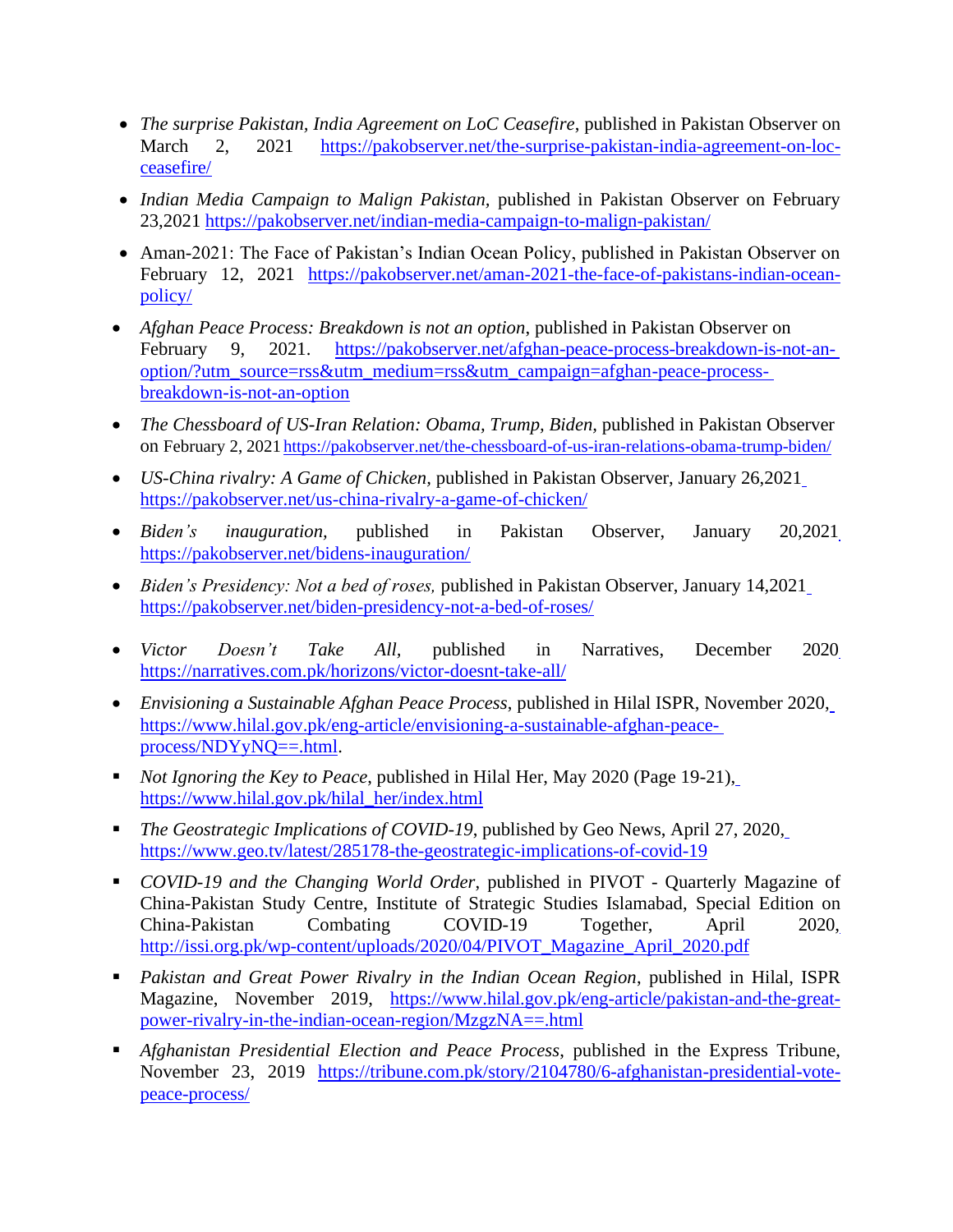- *The surprise Pakistan, India Agreement on LoC Ceasefire*, published in Pakistan Observer on March 2, 2021 https://pakobserver.net/the-surprise-pakistan-india-agreement-on-loc-ceasefire/
- *Indian Media Campaign to Malign Pakistan,* published in Pakistan Observer on February 23,2021 https://pakobserver.net/indian-media-campaign-to-malign-pakistan/
- Aman-2021: The Face of Pakistan's Indian Ocean Policy, published in Pakistan Observer on February 12, 2021 https://pakobserver.net/aman-2021-the-face-of-pakistans-indian-ocean-policy/
- *Afghan Peace Process: Breakdown is not an option*, published in Pakistan Observer on February 9, 2021. https://pakobserver.net/afghan-peace-process-breakdown-is-not-an-option/?utm_source=rss&utm_medium=rss&utm_campaign=afghan-peace-process-breakdown-is-not-an-option
- *The Chessboard of US-Iran Relation: Obama, Trump, Biden,* published in Pakistan Observer on February 2, 2021 https://pakobserver.net/the-chessboard-of-us-iran-relations-obama-trump-biden/
- *US-China rivalry: A Game of Chicken,* published in Pakistan Observer, January 26,2021 https://pakobserver.net/us-china-rivalry-a-game-of-chicken/
- *Biden's inauguration,* published in Pakistan Observer, January 20,2021 https://pakobserver.net/bidens-inauguration/
- *Biden's Presidency: Not a bed of roses,* published in Pakistan Observer, January 14,2021 https://pakobserver.net/biden-presidency-not-a-bed-of-roses/
- *Victor Doesn't Take All,* published in Narratives, December 2020 https://narratives.com.pk/horizons/victor-doesnt-take-all/
- *Envisioning a Sustainable Afghan Peace Process*, published in Hilal ISPR, November 2020, https://www.hilal.gov.pk/eng-article/envisioning-a-sustainable-afghan-peace-process/NDYyNQ==.html.
- *Not Ignoring the Key to Peace*, published in Hilal Her, May 2020 (Page 19-21), https://www.hilal.gov.pk/hilal_her/index.html
- *The Geostrategic Implications of COVID-19*, published by Geo News, April 27, 2020, https://www.geo.tv/latest/285178-the-geostrategic-implications-of-covid-19
- *COVID-19 and the Changing World Order*, published in PIVOT - Quarterly Magazine of China-Pakistan Study Centre, Institute of Strategic Studies Islamabad, Special Edition on China-Pakistan Combating COVID-19 Together, April 2020, http://issi.org.pk/wp-content/uploads/2020/04/PIVOT_Magazine_April_2020.pdf
- *Pakistan and Great Power Rivalry in the Indian Ocean Region*, published in Hilal, ISPR Magazine, November 2019, https://www.hilal.gov.pk/eng-article/pakistan-and-the-great-power-rivalry-in-the-indian-ocean-region/MzgzNA==.html
- *Afghanistan Presidential Election and Peace Process*, published in the Express Tribune, November 23, 2019 https://tribune.com.pk/story/2104780/6-afghanistan-presidential-vote-peace-process/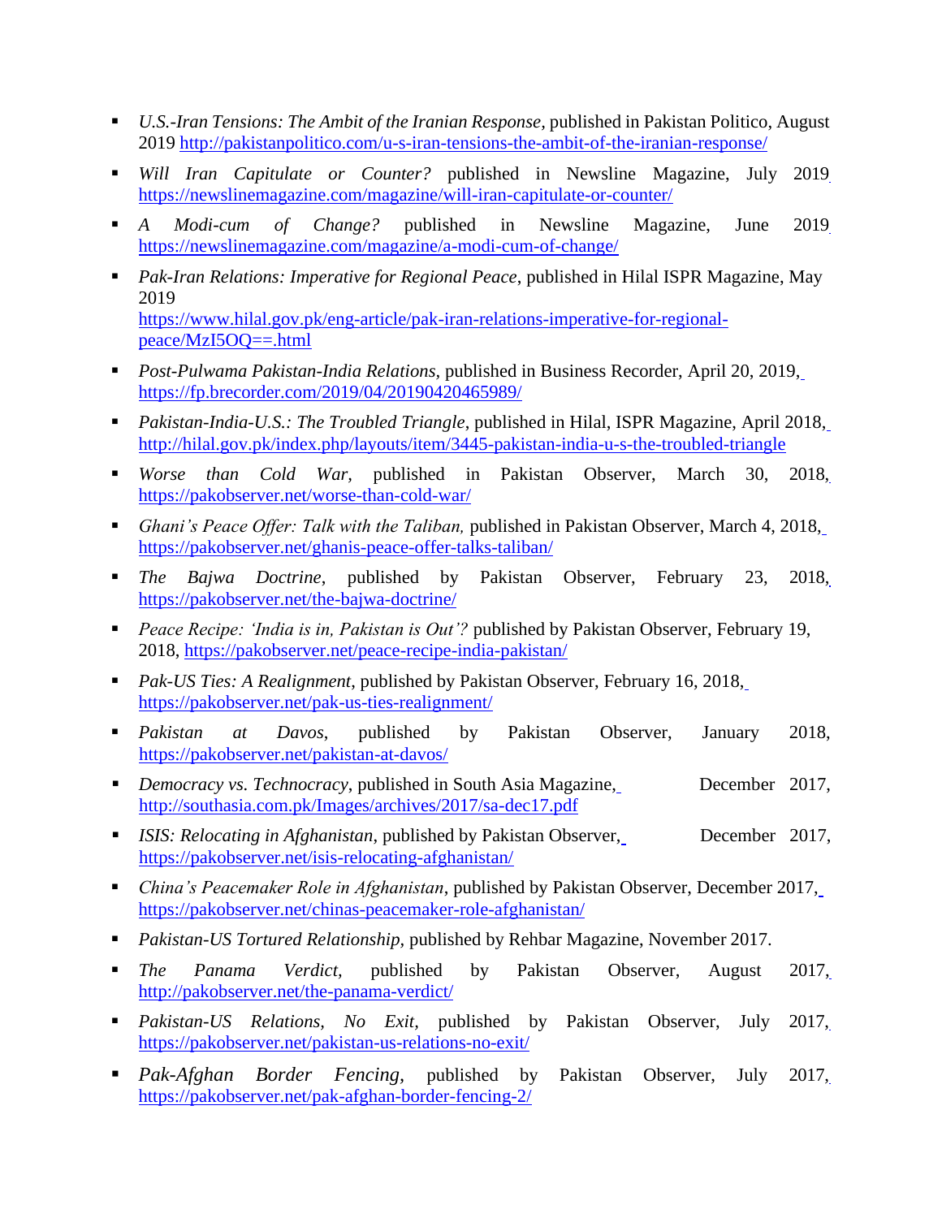- *U.S.-Iran Tensions: The Ambit of the Iranian Response*, published in Pakistan Politico, August 2019 http://pakistanpolitico.com/u-s-iran-tensions-the-ambit-of-the-iranian-response/
- *Will Iran Capitulate or Counter?* published in Newsline Magazine, July 2019 https://newslinemagazine.com/magazine/will-iran-capitulate-or-counter/
- *A Modi-cum of Change?* published in Newsline Magazine, June 2019 https://newslinemagazine.com/magazine/a-modi-cum-of-change/
- *Pak-Iran Relations: Imperative for Regional Peace*, published in Hilal ISPR Magazine, May 2019 https://www.hilal.gov.pk/eng-article/pak-iran-relations-imperative-for-regional-peace/MzI5OQ==.html
- *Post-Pulwama Pakistan-India Relations*, published in Business Recorder, April 20, 2019, https://fp.brecorder.com/2019/04/20190420465989/
- *Pakistan-India-U.S.: The Troubled Triangle*, published in Hilal, ISPR Magazine, April 2018, http://hilal.gov.pk/index.php/layouts/item/3445-pakistan-india-u-s-the-troubled-triangle
- *Worse than Cold War,* published in Pakistan Observer, March 30, 2018, https://pakobserver.net/worse-than-cold-war/
- *Ghani's Peace Offer: Talk with the Taliban,* published in Pakistan Observer, March 4, 2018, https://pakobserver.net/ghanis-peace-offer-talks-taliban/
- *The Bajwa Doctrine*, published by Pakistan Observer, February 23, 2018, https://pakobserver.net/the-bajwa-doctrine/
- *Peace Recipe: 'India is in, Pakistan is Out'?* published by Pakistan Observer, February 19, 2018, https://pakobserver.net/peace-recipe-india-pakistan/
- *Pak-US Ties: A Realignment*, published by Pakistan Observer, February 16, 2018, https://pakobserver.net/pak-us-ties-realignment/
- *Pakistan at Davos*, published by Pakistan Observer, January 2018, https://pakobserver.net/pakistan-at-davos/
- *Democracy vs. Technocracy*, published in South Asia Magazine, December 2017, http://southasia.com.pk/Images/archives/2017/sa-dec17.pdf
- *ISIS: Relocating in Afghanistan*, published by Pakistan Observer, December 2017, https://pakobserver.net/isis-relocating-afghanistan/
- *China's Peacemaker Role in Afghanistan*, published by Pakistan Observer, December 2017, https://pakobserver.net/chinas-peacemaker-role-afghanistan/
- *Pakistan-US Tortured Relationship*, published by Rehbar Magazine, November 2017.
- *The Panama Verdict*, published by Pakistan Observer, August 2017, http://pakobserver.net/the-panama-verdict/
- *Pakistan-US Relations, No Exit*, published by Pakistan Observer, July 2017, https://pakobserver.net/pakistan-us-relations-no-exit/
- *Pak-Afghan Border Fencing*, published by Pakistan Observer, July 2017, https://pakobserver.net/pak-afghan-border-fencing-2/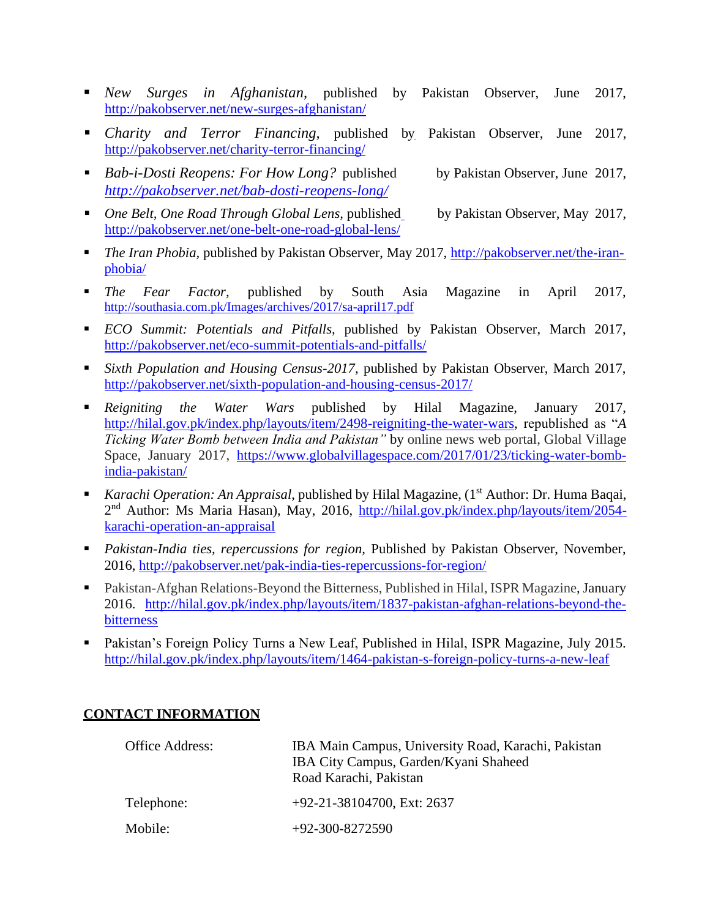- *New Surges in Afghanistan,* published by Pakistan Observer, June 2017, http://pakobserver.net/new-surges-afghanistan/
- *Charity and Terror Financing,* published by Pakistan Observer, June 2017, http://pakobserver.net/charity-terror-financing/
- *Bab-i-Dosti Reopens: For How Long?* published by Pakistan Observer, June 2017, *http://pakobserver.net/bab-dosti-reopens-long/*
- *One Belt, One Road Through Global Lens,* published by Pakistan Observer, May 2017, http://pakobserver.net/one-belt-one-road-global-lens/
- *The Iran Phobia,* published by Pakistan Observer, May 2017, http://pakobserver.net/the-iran-phobia/
- *The Fear Factor,* published by South Asia Magazine in April 2017, http://southasia.com.pk/Images/archives/2017/sa-april17.pdf
- *ECO Summit: Potentials and Pitfalls,* published by Pakistan Observer, March 2017, http://pakobserver.net/eco-summit-potentials-and-pitfalls/
- *Sixth Population and Housing Census-2017,* published by Pakistan Observer, March 2017, http://pakobserver.net/sixth-population-and-housing-census-2017/
- *Reigniting the Water Wars* published by Hilal Magazine, January 2017, http://hilal.gov.pk/index.php/layouts/item/2498-reigniting-the-water-wars, republished as "*A Ticking Water Bomb between India and Pakistan"* by online news web portal, Global Village Space, January 2017, https://www.globalvillagespace.com/2017/01/23/ticking-water-bomb-india-pakistan/
- *Karachi Operation: An Appraisal*, published by Hilal Magazine, (1st Author: Dr. Huma Baqai, 2nd Author: Ms Maria Hasan), May, 2016, http://hilal.gov.pk/index.php/layouts/item/2054-karachi-operation-an-appraisal
- *Pakistan-India ties, repercussions for region,* Published by Pakistan Observer, November, 2016, http://pakobserver.net/pak-india-ties-repercussions-for-region/
- Pakistan-Afghan Relations-Beyond the Bitterness, Published in Hilal, ISPR Magazine, January 2016. http://hilal.gov.pk/index.php/layouts/item/1837-pakistan-afghan-relations-beyond-the-bitterness
- Pakistan's Foreign Policy Turns a New Leaf, Published in Hilal, ISPR Magazine, July 2015. http://hilal.gov.pk/index.php/layouts/item/1464-pakistan-s-foreign-policy-turns-a-new-leaf

## CONTACT INFORMATION

| | |
|---|---|
| Office Address: | IBA Main Campus, University Road, Karachi, Pakistan<br>IBA City Campus, Garden/Kyani Shaheed Road Karachi, Pakistan |
| Telephone: | +92-21-38104700, Ext: 2637 |
| Mobile: | +92-300-8272590 |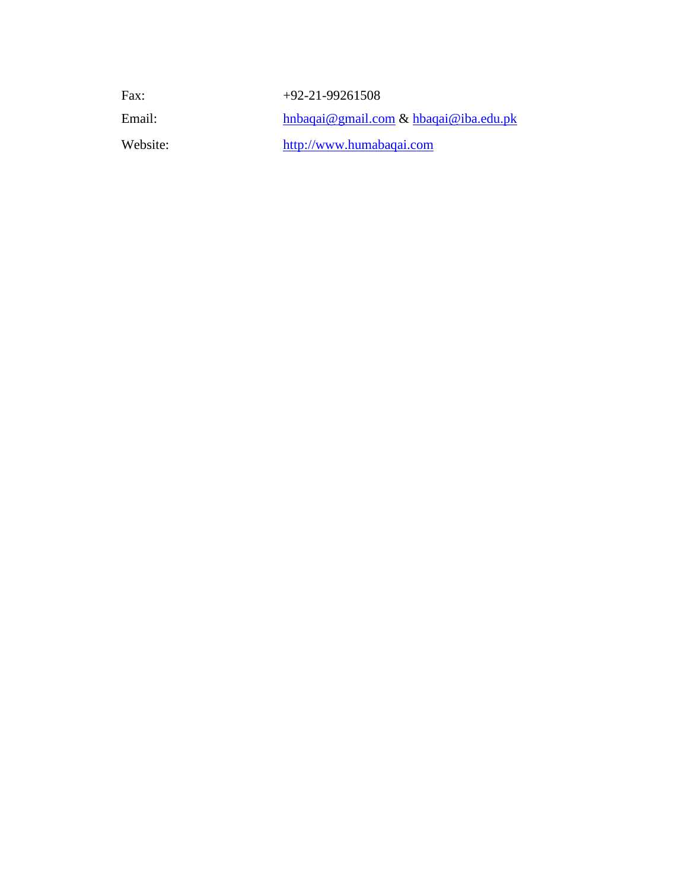| | |
|---|---|
| Fax: | +92-21-99261508 |
| Email: | hnbaqai@gmail.com & hbaqai@iba.edu.pk |
| Website: | http://www.humabaqai.com |